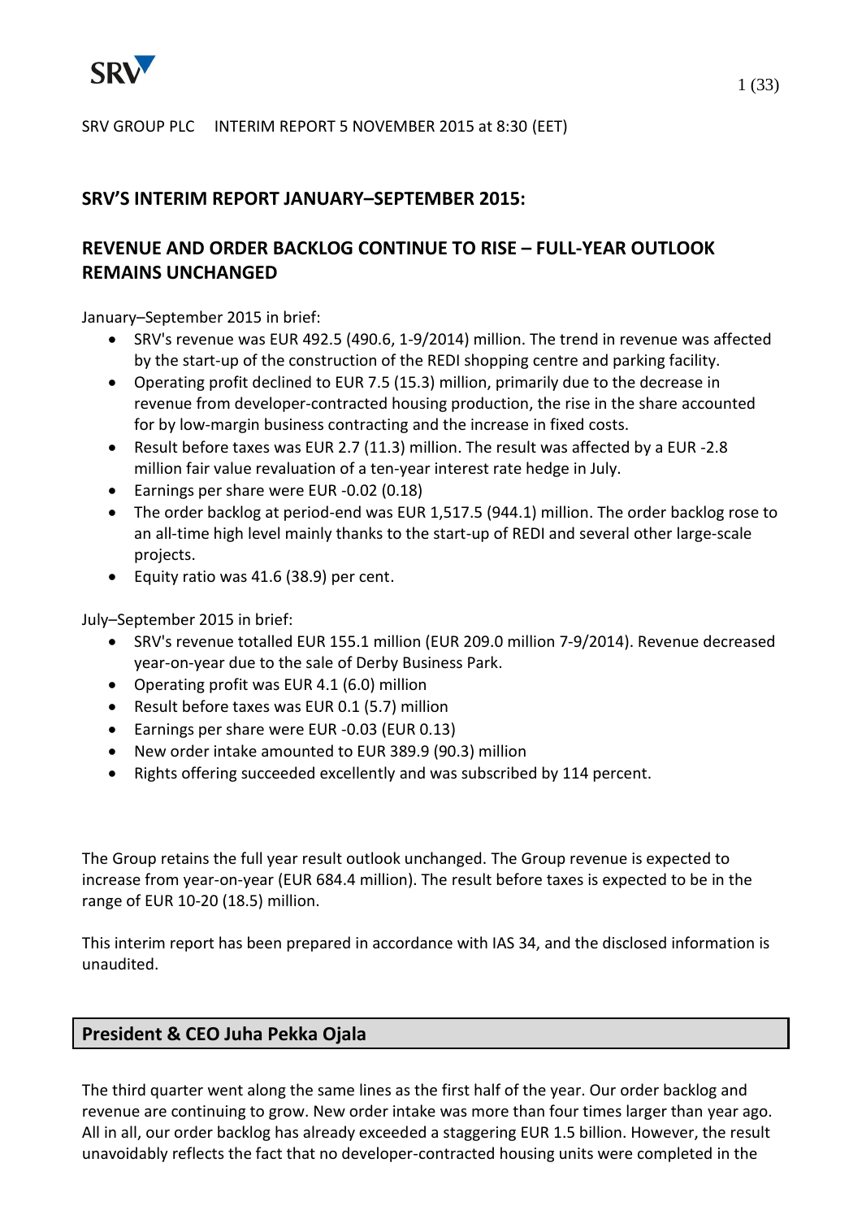SRV GROUP PLC     INTERIM REPORT 5 NOVEMBER 2015 at 8:30 (EET)

## SRV'S INTERIM REPORT JANUARY–SEPTEMBER 2015:

## REVENUE AND ORDER BACKLOG CONTINUE TO RISE – FULL-YEAR OUTLOOK REMAINS UNCHANGED

January–September 2015 in brief:

- SRV's revenue was EUR 492.5 (490.6, 1-9/2014) million. The trend in revenue was affected by the start-up of the construction of the REDI shopping centre and parking facility.
- Operating profit declined to EUR 7.5 (15.3) million, primarily due to the decrease in revenue from developer-contracted housing production, the rise in the share accounted for by low-margin business contracting and the increase in fixed costs.
- Result before taxes was EUR 2.7 (11.3) million. The result was affected by a EUR -2.8 million fair value revaluation of a ten-year interest rate hedge in July.
- Earnings per share were EUR -0.02 (0.18)
- The order backlog at period-end was EUR 1,517.5 (944.1) million. The order backlog rose to an all-time high level mainly thanks to the start-up of REDI and several other large-scale projects.
- Equity ratio was 41.6 (38.9) per cent.

July–September 2015 in brief:

- SRV's revenue totalled EUR 155.1 million (EUR 209.0 million 7-9/2014). Revenue decreased year-on-year due to the sale of Derby Business Park.
- Operating profit was EUR 4.1 (6.0) million
- Result before taxes was EUR 0.1 (5.7) million
- Earnings per share were EUR -0.03 (EUR 0.13)
- New order intake amounted to EUR 389.9 (90.3) million
- Rights offering succeeded excellently and was subscribed by 114 percent.

The Group retains the full year result outlook unchanged. The Group revenue is expected to increase from year-on-year (EUR 684.4 million). The result before taxes is expected to be in the range of EUR 10-20 (18.5) million.

This interim report has been prepared in accordance with IAS 34, and the disclosed information is unaudited.

## President & CEO Juha Pekka Ojala

The third quarter went along the same lines as the first half of the year. Our order backlog and revenue are continuing to grow. New order intake was more than four times larger than year ago. All in all, our order backlog has already exceeded a staggering EUR 1.5 billion. However, the result unavoidably reflects the fact that no developer-contracted housing units were completed in the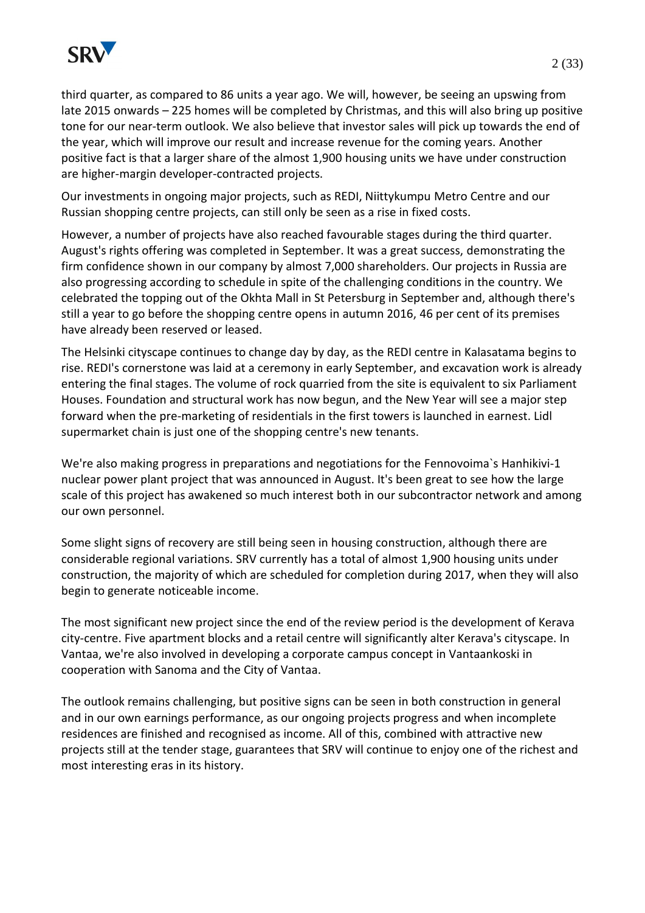third quarter, as compared to 86 units a year ago. We will, however, be seeing an upswing from late 2015 onwards – 225 homes will be completed by Christmas, and this will also bring up positive tone for our near-term outlook. We also believe that investor sales will pick up towards the end of the year, which will improve our result and increase revenue for the coming years. Another positive fact is that a larger share of the almost 1,900 housing units we have under construction are higher-margin developer-contracted projects.

Our investments in ongoing major projects, such as REDI, Niittykumpu Metro Centre and our Russian shopping centre projects, can still only be seen as a rise in fixed costs.

However, a number of projects have also reached favourable stages during the third quarter. August's rights offering was completed in September. It was a great success, demonstrating the firm confidence shown in our company by almost 7,000 shareholders. Our projects in Russia are also progressing according to schedule in spite of the challenging conditions in the country. We celebrated the topping out of the Okhta Mall in St Petersburg in September and, although there's still a year to go before the shopping centre opens in autumn 2016, 46 per cent of its premises have already been reserved or leased.

The Helsinki cityscape continues to change day by day, as the REDI centre in Kalasatama begins to rise. REDI's cornerstone was laid at a ceremony in early September, and excavation work is already entering the final stages. The volume of rock quarried from the site is equivalent to six Parliament Houses. Foundation and structural work has now begun, and the New Year will see a major step forward when the pre-marketing of residentials in the first towers is launched in earnest. Lidl supermarket chain is just one of the shopping centre's new tenants.

We're also making progress in preparations and negotiations for the Fennovoima`s Hanhikivi-1 nuclear power plant project that was announced in August. It's been great to see how the large scale of this project has awakened so much interest both in our subcontractor network and among our own personnel.

Some slight signs of recovery are still being seen in housing construction, although there are considerable regional variations. SRV currently has a total of almost 1,900 housing units under construction, the majority of which are scheduled for completion during 2017, when they will also begin to generate noticeable income.

The most significant new project since the end of the review period is the development of Kerava city-centre. Five apartment blocks and a retail centre will significantly alter Kerava's cityscape. In Vantaa, we're also involved in developing a corporate campus concept in Vantaankoski in cooperation with Sanoma and the City of Vantaa.

The outlook remains challenging, but positive signs can be seen in both construction in general and in our own earnings performance, as our ongoing projects progress and when incomplete residences are finished and recognised as income. All of this, combined with attractive new projects still at the tender stage, guarantees that SRV will continue to enjoy one of the richest and most interesting eras in its history.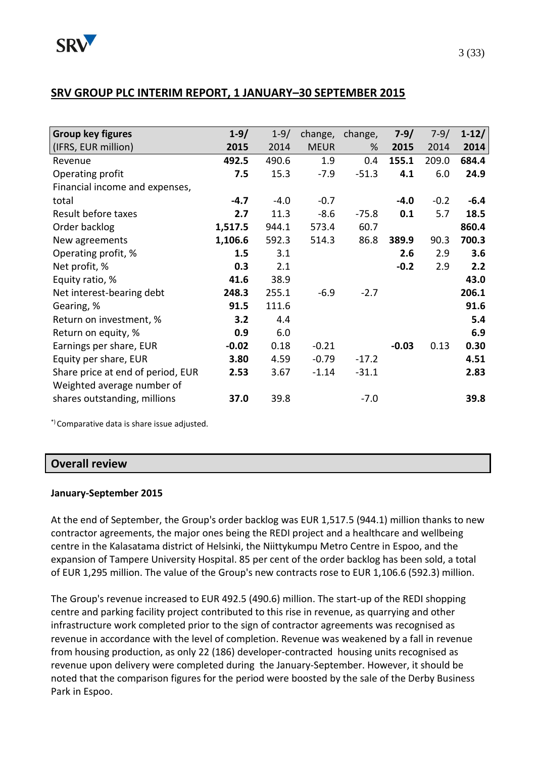## SRV GROUP PLC INTERIM REPORT, 1 JANUARY–30 SEPTEMBER 2015

| Group key figures (IFRS, EUR million) | 1-9/ 2015 | 1-9/ 2014 | change, MEUR | change, % | 7-9/ 2015 | 7-9/ 2014 | 1-12/ 2014 |
|---|---|---|---|---|---|---|---|
| Revenue | **492.5** | 490.6 | 1.9 | 0.4 | **155.1** | 209.0 | **684.4** |
| Operating profit | **7.5** | 15.3 | -7.9 | -51.3 | **4.1** | 6.0 | **24.9** |
| Financial income and expenses, total | **-4.7** | -4.0 | -0.7 | | **-4.0** | -0.2 | **-6.4** |
| Result before taxes | **2.7** | 11.3 | -8.6 | -75.8 | **0.1** | 5.7 | **18.5** |
| Order backlog | **1,517.5** | 944.1 | 573.4 | 60.7 | | | **860.4** |
| New agreements | **1,106.6** | 592.3 | 514.3 | 86.8 | **389.9** | 90.3 | **700.3** |
| Operating profit, % | **1.5** | 3.1 | | | **2.6** | 2.9 | **3.6** |
| Net profit, % | **0.3** | 2.1 | | | **-0.2** | 2.9 | **2.2** |
| Equity ratio, % | **41.6** | 38.9 | | | | | **43.0** |
| Net interest-bearing debt | **248.3** | 255.1 | -6.9 | -2.7 | | | **206.1** |
| Gearing, % | **91.5** | 111.6 | | | | | **91.6** |
| Return on investment, % | **3.2** | 4.4 | | | | | **5.4** |
| Return on equity, % | **0.9** | 6.0 | | | | | **6.9** |
| Earnings per share, EUR | **-0.02** | 0.18 | -0.21 | | **-0.03** | 0.13 | **0.30** |
| Equity per share, EUR | **3.80** | 4.59 | -0.79 | -17.2 | | | **4.51** |
| Share price at end of period, EUR | **2.53** | 3.67 | -1.14 | -31.1 | | | **2.83** |
| Weighted average number of shares outstanding, millions | **37.0** | 39.8 | | -7.0 | | | **39.8** |

[*)] Comparative data is share issue adjusted.

## Overall review

**January-September 2015**

At the end of September, the Group's order backlog was EUR 1,517.5 (944.1) million thanks to new contractor agreements, the major ones being the REDI project and a healthcare and wellbeing centre in the Kalasatama district of Helsinki, the Niittykumpu Metro Centre in Espoo, and the expansion of Tampere University Hospital. 85 per cent of the order backlog has been sold, a total of EUR 1,295 million. The value of the Group's new contracts rose to EUR 1,106.6 (592.3) million.

The Group's revenue increased to EUR 492.5 (490.6) million. The start-up of the REDI shopping centre and parking facility project contributed to this rise in revenue, as quarrying and other infrastructure work completed prior to the sign of contractor agreements was recognised as revenue in accordance with the level of completion. Revenue was weakened by a fall in revenue from housing production, as only 22 (186) developer-contracted housing units recognised as revenue upon delivery were completed during the January-September. However, it should be noted that the comparison figures for the period were boosted by the sale of the Derby Business Park in Espoo.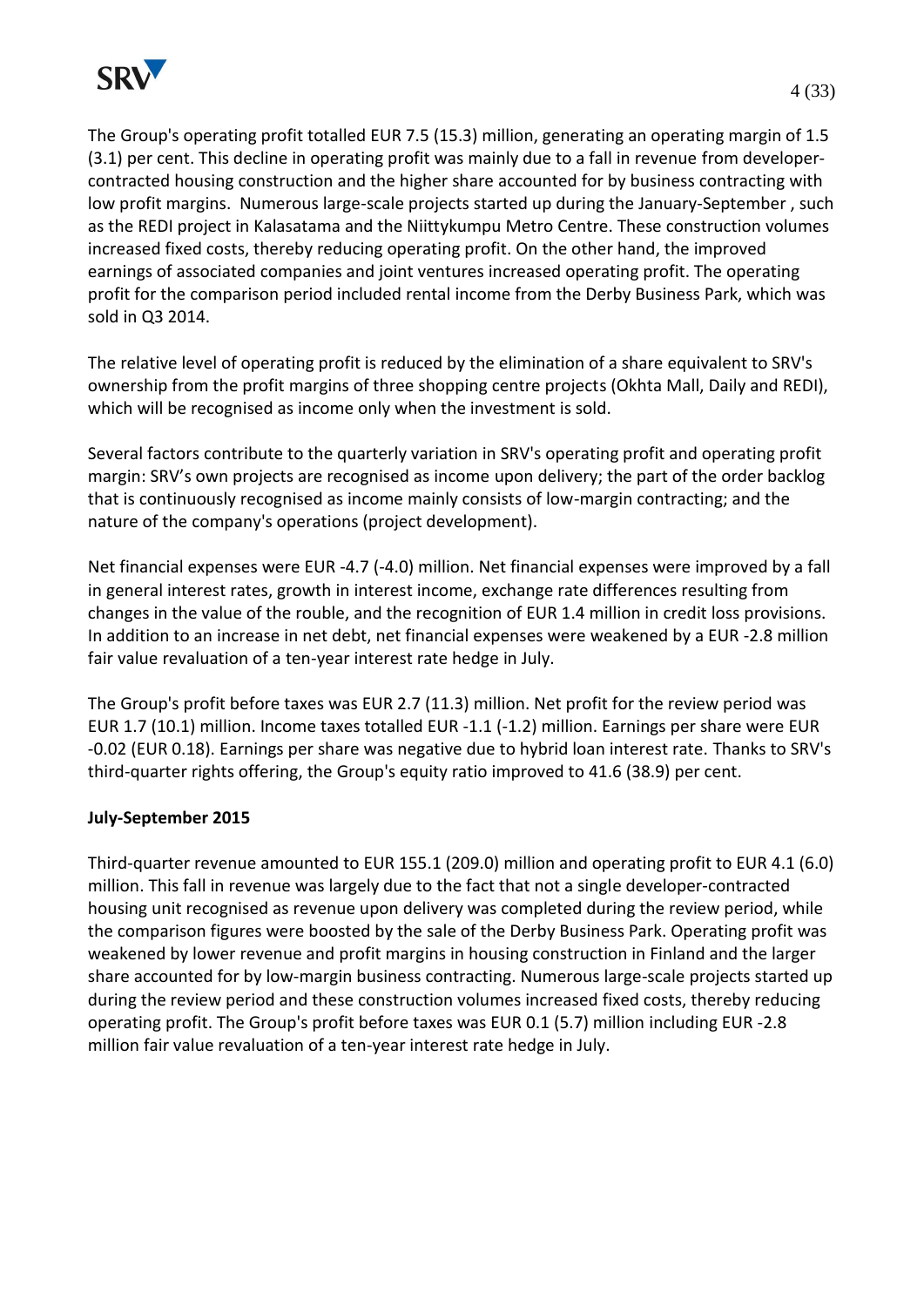The Group's operating profit totalled EUR 7.5 (15.3) million, generating an operating margin of 1.5 (3.1) per cent. This decline in operating profit was mainly due to a fall in revenue from developer-contracted housing construction and the higher share accounted for by business contracting with low profit margins. Numerous large-scale projects started up during the January-September , such as the REDI project in Kalasatama and the Niittykumpu Metro Centre. These construction volumes increased fixed costs, thereby reducing operating profit. On the other hand, the improved earnings of associated companies and joint ventures increased operating profit. The operating profit for the comparison period included rental income from the Derby Business Park, which was sold in Q3 2014.

The relative level of operating profit is reduced by the elimination of a share equivalent to SRV's ownership from the profit margins of three shopping centre projects (Okhta Mall, Daily and REDI), which will be recognised as income only when the investment is sold.

Several factors contribute to the quarterly variation in SRV's operating profit and operating profit margin: SRV's own projects are recognised as income upon delivery; the part of the order backlog that is continuously recognised as income mainly consists of low-margin contracting; and the nature of the company's operations (project development).

Net financial expenses were EUR -4.7 (-4.0) million. Net financial expenses were improved by a fall in general interest rates, growth in interest income, exchange rate differences resulting from changes in the value of the rouble, and the recognition of EUR 1.4 million in credit loss provisions. In addition to an increase in net debt, net financial expenses were weakened by a EUR -2.8 million fair value revaluation of a ten-year interest rate hedge in July.

The Group's profit before taxes was EUR 2.7 (11.3) million. Net profit for the review period was EUR 1.7 (10.1) million. Income taxes totalled EUR -1.1 (-1.2) million. Earnings per share were EUR -0.02 (EUR 0.18). Earnings per share was negative due to hybrid loan interest rate. Thanks to SRV's third-quarter rights offering, the Group's equity ratio improved to 41.6 (38.9) per cent.

**July-September 2015**

Third-quarter revenue amounted to EUR 155.1 (209.0) million and operating profit to EUR 4.1 (6.0) million. This fall in revenue was largely due to the fact that not a single developer-contracted housing unit recognised as revenue upon delivery was completed during the review period, while the comparison figures were boosted by the sale of the Derby Business Park. Operating profit was weakened by lower revenue and profit margins in housing construction in Finland and the larger share accounted for by low-margin business contracting. Numerous large-scale projects started up during the review period and these construction volumes increased fixed costs, thereby reducing operating profit. The Group's profit before taxes was EUR 0.1 (5.7) million including EUR -2.8 million fair value revaluation of a ten-year interest rate hedge in July.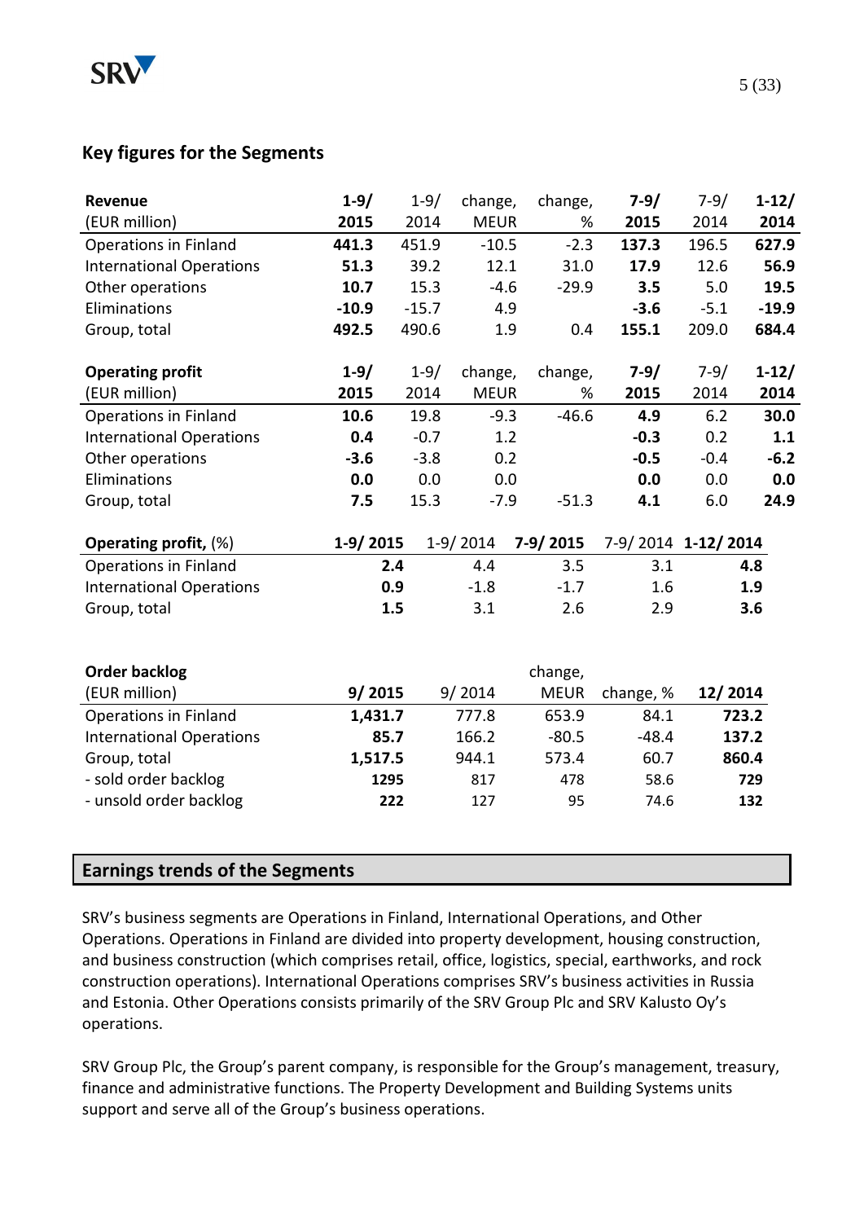## Key figures for the Segments

| Revenue (EUR million) | 1-9/ 2015 | 1-9/ 2014 | change, MEUR | change, % | 7-9/ 2015 | 7-9/ 2014 | 1-12/ 2014 |
|---|---|---|---|---|---|---|---|
| Operations in Finland | **441.3** | 451.9 | -10.5 | -2.3 | **137.3** | 196.5 | **627.9** |
| International Operations | **51.3** | 39.2 | 12.1 | 31.0 | **17.9** | 12.6 | **56.9** |
| Other operations | **10.7** | 15.3 | -4.6 | -29.9 | **3.5** | 5.0 | **19.5** |
| Eliminations | **-10.9** | -15.7 | 4.9 | | **-3.6** | -5.1 | **-19.9** |
| Group, total | **492.5** | 490.6 | 1.9 | 0.4 | **155.1** | 209.0 | **684.4** |

| Operating profit (EUR million) | 1-9/ 2015 | 1-9/ 2014 | change, MEUR | change, % | 7-9/ 2015 | 7-9/ 2014 | 1-12/ 2014 |
|---|---|---|---|---|---|---|---|
| Operations in Finland | **10.6** | 19.8 | -9.3 | -46.6 | **4.9** | 6.2 | **30.0** |
| International Operations | **0.4** | -0.7 | 1.2 | | **-0.3** | 0.2 | **1.1** |
| Other operations | **-3.6** | -3.8 | 0.2 | | **-0.5** | -0.4 | **-6.2** |
| Eliminations | **0.0** | 0.0 | 0.0 | | **0.0** | 0.0 | **0.0** |
| Group, total | **7.5** | 15.3 | -7.9 | -51.3 | **4.1** | 6.0 | **24.9** |

| Operating profit, (%) | 1-9/ 2015 | 1-9/ 2014 | 7-9/ 2015 | 7-9/ 2014 | 1-12/ 2014 |
|---|---|---|---|---|---|
| Operations in Finland | **2.4** | 4.4 | 3.5 | 3.1 | **4.8** |
| International Operations | **0.9** | -1.8 | -1.7 | 1.6 | **1.9** |
| Group, total | **1.5** | 3.1 | 2.6 | 2.9 | **3.6** |

| Order backlog (EUR million) | 9/ 2015 | 9/ 2014 | change, MEUR | change, % | 12/ 2014 |
|---|---|---|---|---|---|
| Operations in Finland | **1,431.7** | 777.8 | 653.9 | 84.1 | **723.2** |
| International Operations | **85.7** | 166.2 | -80.5 | -48.4 | **137.2** |
| Group, total | **1,517.5** | 944.1 | 573.4 | 60.7 | **860.4** |
| - sold order backlog | **1295** | 817 | 478 | 58.6 | **729** |
| - unsold order backlog | **222** | 127 | 95 | 74.6 | **132** |

## Earnings trends of the Segments

SRV's business segments are Operations in Finland, International Operations, and Other Operations. Operations in Finland are divided into property development, housing construction, and business construction (which comprises retail, office, logistics, special, earthworks, and rock construction operations). International Operations comprises SRV's business activities in Russia and Estonia. Other Operations consists primarily of the SRV Group Plc and SRV Kalusto Oy's operations.

SRV Group Plc, the Group's parent company, is responsible for the Group's management, treasury, finance and administrative functions. The Property Development and Building Systems units support and serve all of the Group's business operations.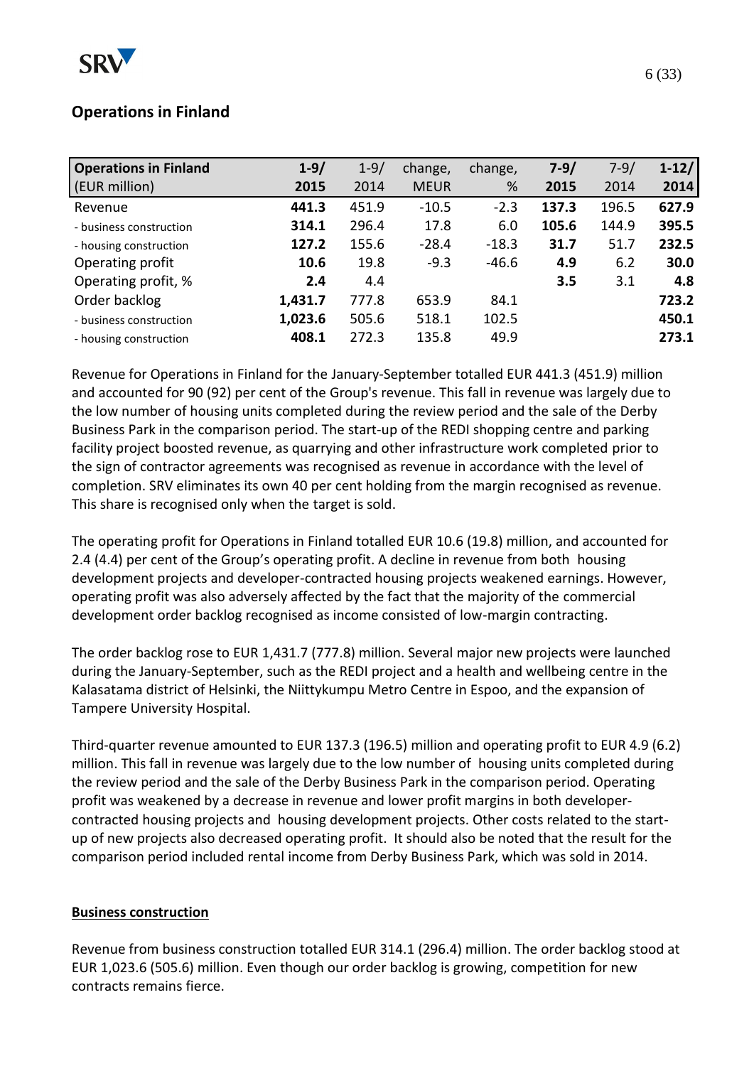## Operations in Finland

| Operations in Finland (EUR million) | 1-9/ 2015 | 1-9/ 2014 | change, MEUR | change, % | 7-9/ 2015 | 7-9/ 2014 | 1-12/ 2014 |
|---|---|---|---|---|---|---|---|
| Revenue | **441.3** | 451.9 | -10.5 | -2.3 | **137.3** | 196.5 | **627.9** |
| - business construction | **314.1** | 296.4 | 17.8 | 6.0 | **105.6** | 144.9 | **395.5** |
| - housing construction | **127.2** | 155.6 | -28.4 | -18.3 | **31.7** | 51.7 | **232.5** |
| Operating profit | **10.6** | 19.8 | -9.3 | -46.6 | **4.9** | 6.2 | **30.0** |
| Operating profit, % | **2.4** | 4.4 | | | **3.5** | 3.1 | **4.8** |
| Order backlog | **1,431.7** | 777.8 | 653.9 | 84.1 | | | **723.2** |
| - business construction | **1,023.6** | 505.6 | 518.1 | 102.5 | | | **450.1** |
| - housing construction | **408.1** | 272.3 | 135.8 | 49.9 | | | **273.1** |

Revenue for Operations in Finland for the January-September totalled EUR 441.3 (451.9) million and accounted for 90 (92) per cent of the Group's revenue. This fall in revenue was largely due to the low number of housing units completed during the review period and the sale of the Derby Business Park in the comparison period. The start-up of the REDI shopping centre and parking facility project boosted revenue, as quarrying and other infrastructure work completed prior to the sign of contractor agreements was recognised as revenue in accordance with the level of completion. SRV eliminates its own 40 per cent holding from the margin recognised as revenue. This share is recognised only when the target is sold.

The operating profit for Operations in Finland totalled EUR 10.6 (19.8) million, and accounted for 2.4 (4.4) per cent of the Group's operating profit. A decline in revenue from both housing development projects and developer-contracted housing projects weakened earnings. However, operating profit was also adversely affected by the fact that the majority of the commercial development order backlog recognised as income consisted of low-margin contracting.

The order backlog rose to EUR 1,431.7 (777.8) million. Several major new projects were launched during the January-September, such as the REDI project and a health and wellbeing centre in the Kalasatama district of Helsinki, the Niittykumpu Metro Centre in Espoo, and the expansion of Tampere University Hospital.

Third-quarter revenue amounted to EUR 137.3 (196.5) million and operating profit to EUR 4.9 (6.2) million. This fall in revenue was largely due to the low number of housing units completed during the review period and the sale of the Derby Business Park in the comparison period. Operating profit was weakened by a decrease in revenue and lower profit margins in both developer-contracted housing projects and housing development projects. Other costs related to the start-up of new projects also decreased operating profit. It should also be noted that the result for the comparison period included rental income from Derby Business Park, which was sold in 2014.

**Business construction**

Revenue from business construction totalled EUR 314.1 (296.4) million. The order backlog stood at EUR 1,023.6 (505.6) million. Even though our order backlog is growing, competition for new contracts remains fierce.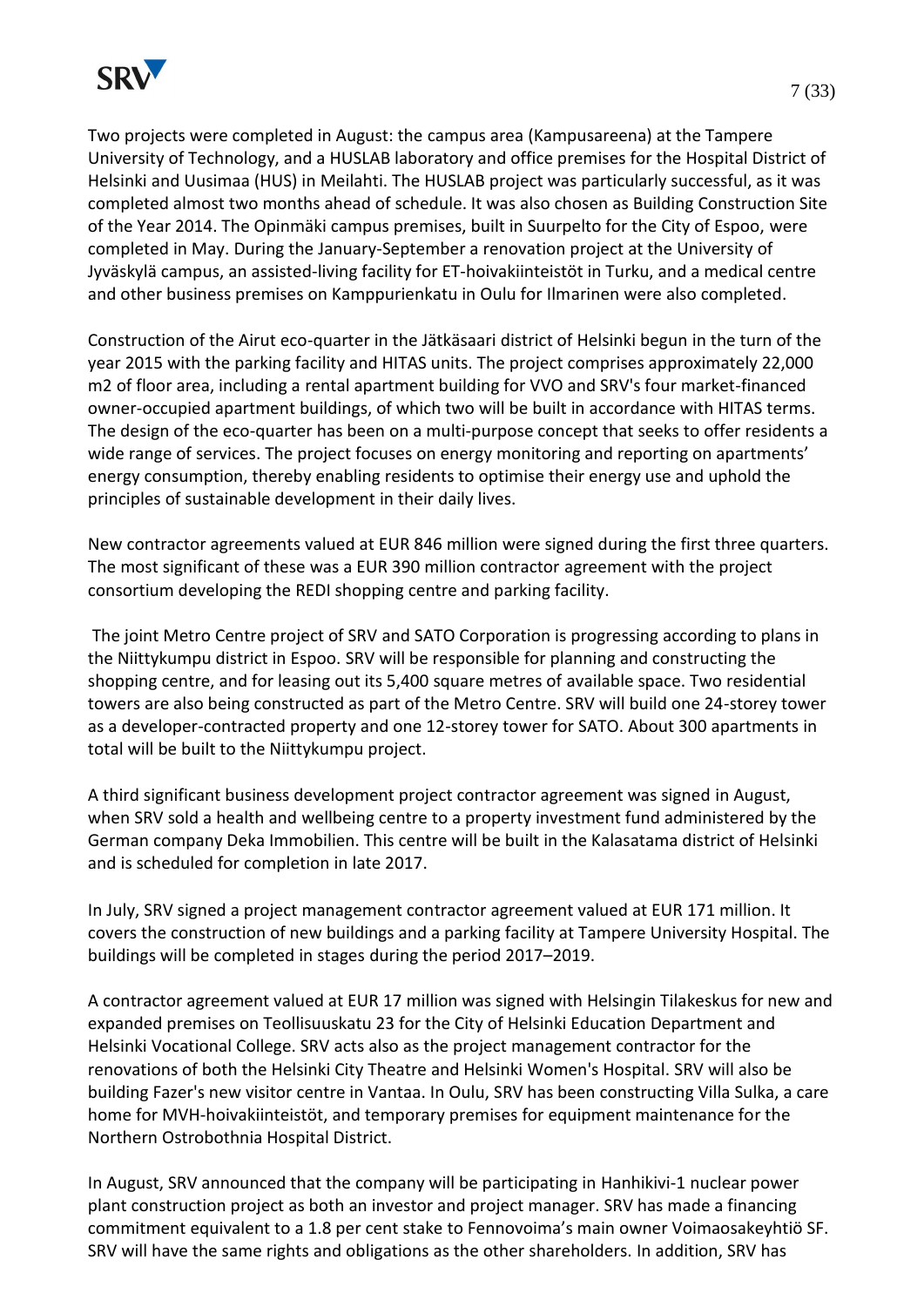Two projects were completed in August: the campus area (Kampusareena) at the Tampere University of Technology, and a HUSLAB laboratory and office premises for the Hospital District of Helsinki and Uusimaa (HUS) in Meilahti. The HUSLAB project was particularly successful, as it was completed almost two months ahead of schedule. It was also chosen as Building Construction Site of the Year 2014. The Opinmäki campus premises, built in Suurpelto for the City of Espoo, were completed in May. During the January-September a renovation project at the University of Jyväskylä campus, an assisted-living facility for ET-hoivakiinteistöt in Turku, and a medical centre and other business premises on Kamppurienkatu in Oulu for Ilmarinen were also completed.

Construction of the Airut eco-quarter in the Jätkäsaari district of Helsinki begun in the turn of the year 2015 with the parking facility and HITAS units. The project comprises approximately 22,000 m2 of floor area, including a rental apartment building for VVO and SRV's four market-financed owner-occupied apartment buildings, of which two will be built in accordance with HITAS terms. The design of the eco-quarter has been on a multi-purpose concept that seeks to offer residents a wide range of services. The project focuses on energy monitoring and reporting on apartments' energy consumption, thereby enabling residents to optimise their energy use and uphold the principles of sustainable development in their daily lives.

New contractor agreements valued at EUR 846 million were signed during the first three quarters. The most significant of these was a EUR 390 million contractor agreement with the project consortium developing the REDI shopping centre and parking facility.

The joint Metro Centre project of SRV and SATO Corporation is progressing according to plans in the Niittykumpu district in Espoo. SRV will be responsible for planning and constructing the shopping centre, and for leasing out its 5,400 square metres of available space. Two residential towers are also being constructed as part of the Metro Centre. SRV will build one 24-storey tower as a developer-contracted property and one 12-storey tower for SATO. About 300 apartments in total will be built to the Niittykumpu project.

A third significant business development project contractor agreement was signed in August, when SRV sold a health and wellbeing centre to a property investment fund administered by the German company Deka Immobilien. This centre will be built in the Kalasatama district of Helsinki and is scheduled for completion in late 2017.

In July, SRV signed a project management contractor agreement valued at EUR 171 million. It covers the construction of new buildings and a parking facility at Tampere University Hospital. The buildings will be completed in stages during the period 2017–2019.

A contractor agreement valued at EUR 17 million was signed with Helsingin Tilakeskus for new and expanded premises on Teollisuuskatu 23 for the City of Helsinki Education Department and Helsinki Vocational College. SRV acts also as the project management contractor for the renovations of both the Helsinki City Theatre and Helsinki Women's Hospital. SRV will also be building Fazer's new visitor centre in Vantaa. In Oulu, SRV has been constructing Villa Sulka, a care home for MVH-hoivakiinteistöt, and temporary premises for equipment maintenance for the Northern Ostrobothnia Hospital District.

In August, SRV announced that the company will be participating in Hanhikivi-1 nuclear power plant construction project as both an investor and project manager. SRV has made a financing commitment equivalent to a 1.8 per cent stake to Fennovoima's main owner Voimaosakeyhtiö SF. SRV will have the same rights and obligations as the other shareholders. In addition, SRV has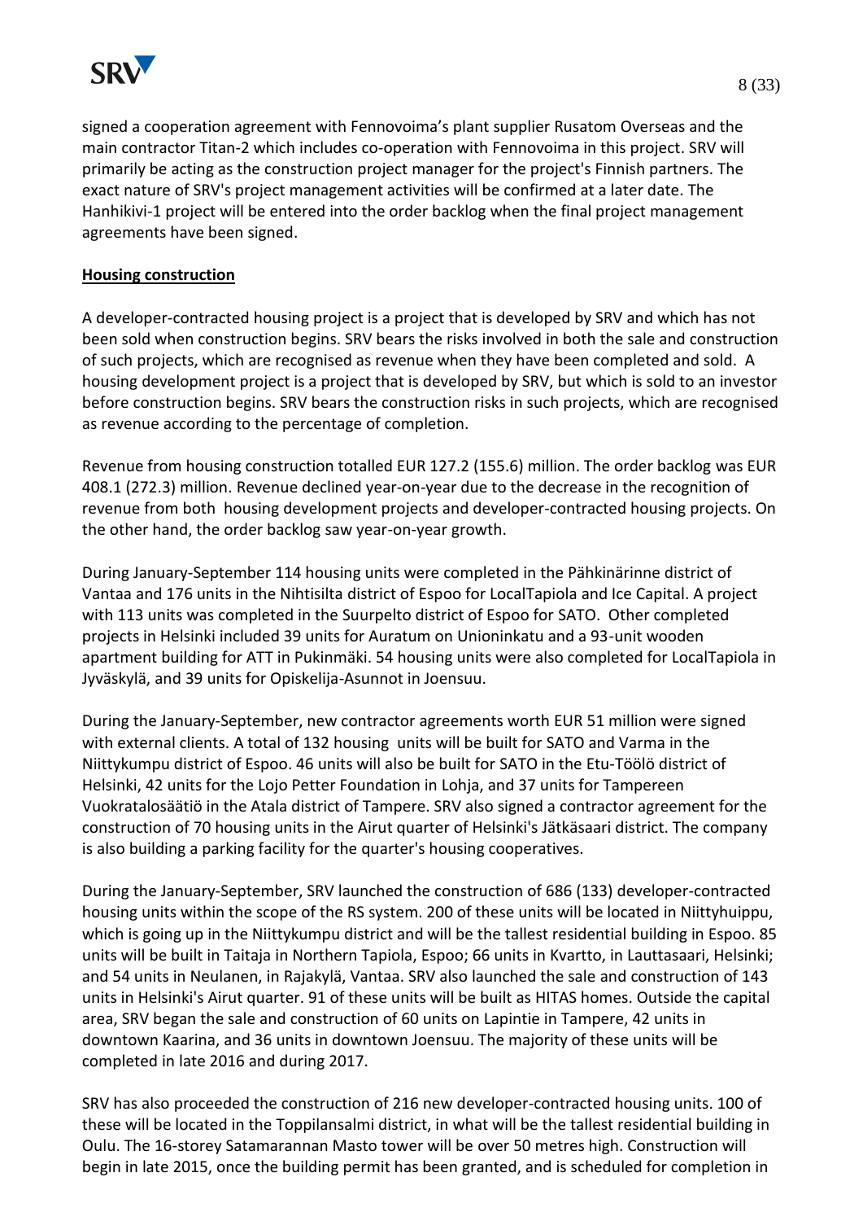signed a cooperation agreement with Fennovoima's plant supplier Rusatom Overseas and the main contractor Titan-2 which includes co-operation with Fennovoima in this project. SRV will primarily be acting as the construction project manager for the project's Finnish partners. The exact nature of SRV's project management activities will be confirmed at a later date. The Hanhikivi-1 project will be entered into the order backlog when the final project management agreements have been signed.

**Housing construction**

A developer-contracted housing project is a project that is developed by SRV and which has not been sold when construction begins. SRV bears the risks involved in both the sale and construction of such projects, which are recognised as revenue when they have been completed and sold. A housing development project is a project that is developed by SRV, but which is sold to an investor before construction begins. SRV bears the construction risks in such projects, which are recognised as revenue according to the percentage of completion.

Revenue from housing construction totalled EUR 127.2 (155.6) million. The order backlog was EUR 408.1 (272.3) million. Revenue declined year-on-year due to the decrease in the recognition of revenue from both housing development projects and developer-contracted housing projects. On the other hand, the order backlog saw year-on-year growth.

During January-September 114 housing units were completed in the Pähkinärinne district of Vantaa and 176 units in the Nihtisilta district of Espoo for LocalTapiola and Ice Capital. A project with 113 units was completed in the Suurpelto district of Espoo for SATO. Other completed projects in Helsinki included 39 units for Auratum on Unioninkatu and a 93-unit wooden apartment building for ATT in Pukinmäki. 54 housing units were also completed for LocalTapiola in Jyväskylä, and 39 units for Opiskelija-Asunnot in Joensuu.

During the January-September, new contractor agreements worth EUR 51 million were signed with external clients. A total of 132 housing units will be built for SATO and Varma in the Niittykumpu district of Espoo. 46 units will also be built for SATO in the Etu-Töölö district of Helsinki, 42 units for the Lojo Petter Foundation in Lohja, and 37 units for Tampereen Vuokratalosäätiö in the Atala district of Tampere. SRV also signed a contractor agreement for the construction of 70 housing units in the Airut quarter of Helsinki's Jätkäsaari district. The company is also building a parking facility for the quarter's housing cooperatives.

During the January-September, SRV launched the construction of 686 (133) developer-contracted housing units within the scope of the RS system. 200 of these units will be located in Niittyhuippu, which is going up in the Niittykumpu district and will be the tallest residential building in Espoo. 85 units will be built in Taitaja in Northern Tapiola, Espoo; 66 units in Kvartto, in Lauttasaari, Helsinki; and 54 units in Neulanen, in Rajakylä, Vantaa. SRV also launched the sale and construction of 143 units in Helsinki's Airut quarter. 91 of these units will be built as HITAS homes. Outside the capital area, SRV began the sale and construction of 60 units on Lapintie in Tampere, 42 units in downtown Kaarina, and 36 units in downtown Joensuu. The majority of these units will be completed in late 2016 and during 2017.

SRV has also proceeded the construction of 216 new developer-contracted housing units. 100 of these will be located in the Toppilansalmi district, in what will be the tallest residential building in Oulu. The 16-storey Satamarannan Masto tower will be over 50 metres high. Construction will begin in late 2015, once the building permit has been granted, and is scheduled for completion in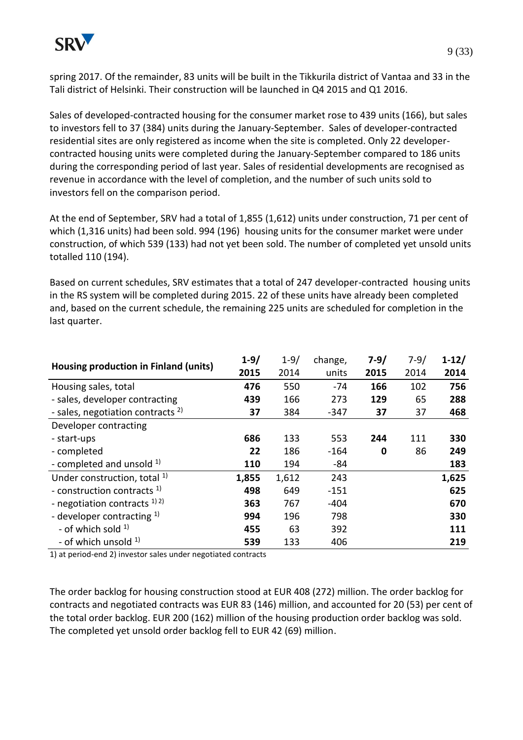spring 2017. Of the remainder, 83 units will be built in the Tikkurila district of Vantaa and 33 in the Tali district of Helsinki. Their construction will be launched in Q4 2015 and Q1 2016.

Sales of developed-contracted housing for the consumer market rose to 439 units (166), but sales to investors fell to 37 (384) units during the January-September. Sales of developer-contracted residential sites are only registered as income when the site is completed. Only 22 developer-contracted housing units were completed during the January-September compared to 186 units during the corresponding period of last year. Sales of residential developments are recognised as revenue in accordance with the level of completion, and the number of such units sold to investors fell on the comparison period.

At the end of September, SRV had a total of 1,855 (1,612) units under construction, 71 per cent of which (1,316 units) had been sold. 994 (196) housing units for the consumer market were under construction, of which 539 (133) had not yet been sold. The number of completed yet unsold units totalled 110 (194).

Based on current schedules, SRV estimates that a total of 247 developer-contracted housing units in the RS system will be completed during 2015. 22 of these units have already been completed and, based on the current schedule, the remaining 225 units are scheduled for completion in the last quarter.

| Housing production in Finland (units) | **1-9/ 2015** | 1-9/ 2014 | change, units | **7-9/ 2015** | 7-9/ 2014 | **1-12/ 2014** |
|---|---|---|---|---|---|---|
| Housing sales, total | **476** | 550 | -74 | **166** | 102 | **756** |
| - sales, developer contracting | **439** | 166 | 273 | **129** | 65 | **288** |
| - sales, negotiation contracts [2] | **37** | 384 | -347 | **37** | 37 | **468** |
| Developer contracting | | | | | | |
| - start-ups | **686** | 133 | 553 | **244** | 111 | **330** |
| - completed | **22** | 186 | -164 | **0** | 86 | **249** |
| - completed and unsold [1] | **110** | 194 | -84 | | | **183** |
| Under construction, total [1] | **1,855** | 1,612 | 243 | | | **1,625** |
| - construction contracts [1] | **498** | 649 | -151 | | | **625** |
| - negotiation contracts [1] [2] | **363** | 767 | -404 | | | **670** |
| - developer contracting [1] | **994** | 196 | 798 | | | **330** |
| - of which sold [1] | **455** | 63 | 392 | | | **111** |
| - of which unsold [1] | **539** | 133 | 406 | | | **219** |

1) at period-end 2) investor sales under negotiated contracts

The order backlog for housing construction stood at EUR 408 (272) million. The order backlog for contracts and negotiated contracts was EUR 83 (146) million, and accounted for 20 (53) per cent of the total order backlog. EUR 200 (162) million of the housing production order backlog was sold. The completed yet unsold order backlog fell to EUR 42 (69) million.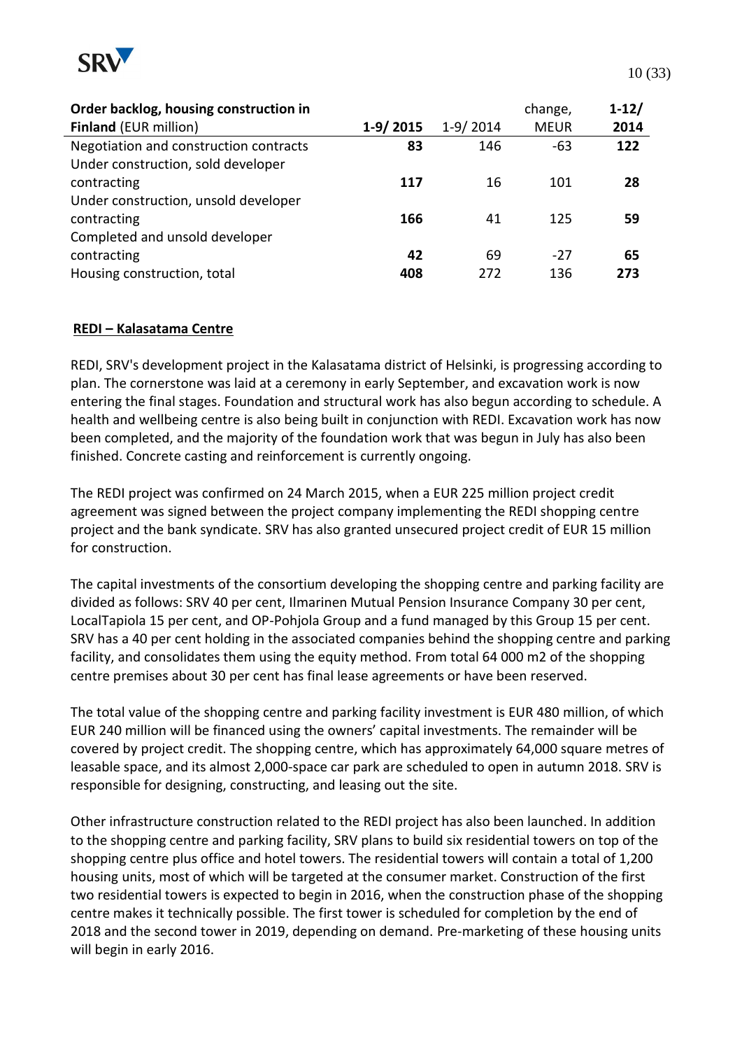| **Order backlog, housing construction in Finland** (EUR million) | **1-9/ 2015** | 1-9/ 2014 | change, MEUR | **1-12/ 2014** |
|---|---|---|---|---|
| Negotiation and construction contracts | **83** | 146 | -63 | **122** |
| Under construction, sold developer contracting | **117** | 16 | 101 | **28** |
| Under construction, unsold developer contracting | **166** | 41 | 125 | **59** |
| Completed and unsold developer contracting | **42** | 69 | -27 | **65** |
| Housing construction, total | **408** | 272 | 136 | **273** |

**REDI – Kalasatama Centre**

REDI, SRV's development project in the Kalasatama district of Helsinki, is progressing according to plan. The cornerstone was laid at a ceremony in early September, and excavation work is now entering the final stages. Foundation and structural work has also begun according to schedule. A health and wellbeing centre is also being built in conjunction with REDI. Excavation work has now been completed, and the majority of the foundation work that was begun in July has also been finished. Concrete casting and reinforcement is currently ongoing.

The REDI project was confirmed on 24 March 2015, when a EUR 225 million project credit agreement was signed between the project company implementing the REDI shopping centre project and the bank syndicate. SRV has also granted unsecured project credit of EUR 15 million for construction.

The capital investments of the consortium developing the shopping centre and parking facility are divided as follows: SRV 40 per cent, Ilmarinen Mutual Pension Insurance Company 30 per cent, LocalTapiola 15 per cent, and OP-Pohjola Group and a fund managed by this Group 15 per cent. SRV has a 40 per cent holding in the associated companies behind the shopping centre and parking facility, and consolidates them using the equity method. From total 64 000 m2 of the shopping centre premises about 30 per cent has final lease agreements or have been reserved.

The total value of the shopping centre and parking facility investment is EUR 480 million, of which EUR 240 million will be financed using the owners' capital investments. The remainder will be covered by project credit. The shopping centre, which has approximately 64,000 square metres of leasable space, and its almost 2,000-space car park are scheduled to open in autumn 2018. SRV is responsible for designing, constructing, and leasing out the site.

Other infrastructure construction related to the REDI project has also been launched. In addition to the shopping centre and parking facility, SRV plans to build six residential towers on top of the shopping centre plus office and hotel towers. The residential towers will contain a total of 1,200 housing units, most of which will be targeted at the consumer market. Construction of the first two residential towers is expected to begin in 2016, when the construction phase of the shopping centre makes it technically possible. The first tower is scheduled for completion by the end of 2018 and the second tower in 2019, depending on demand. Pre-marketing of these housing units will begin in early 2016.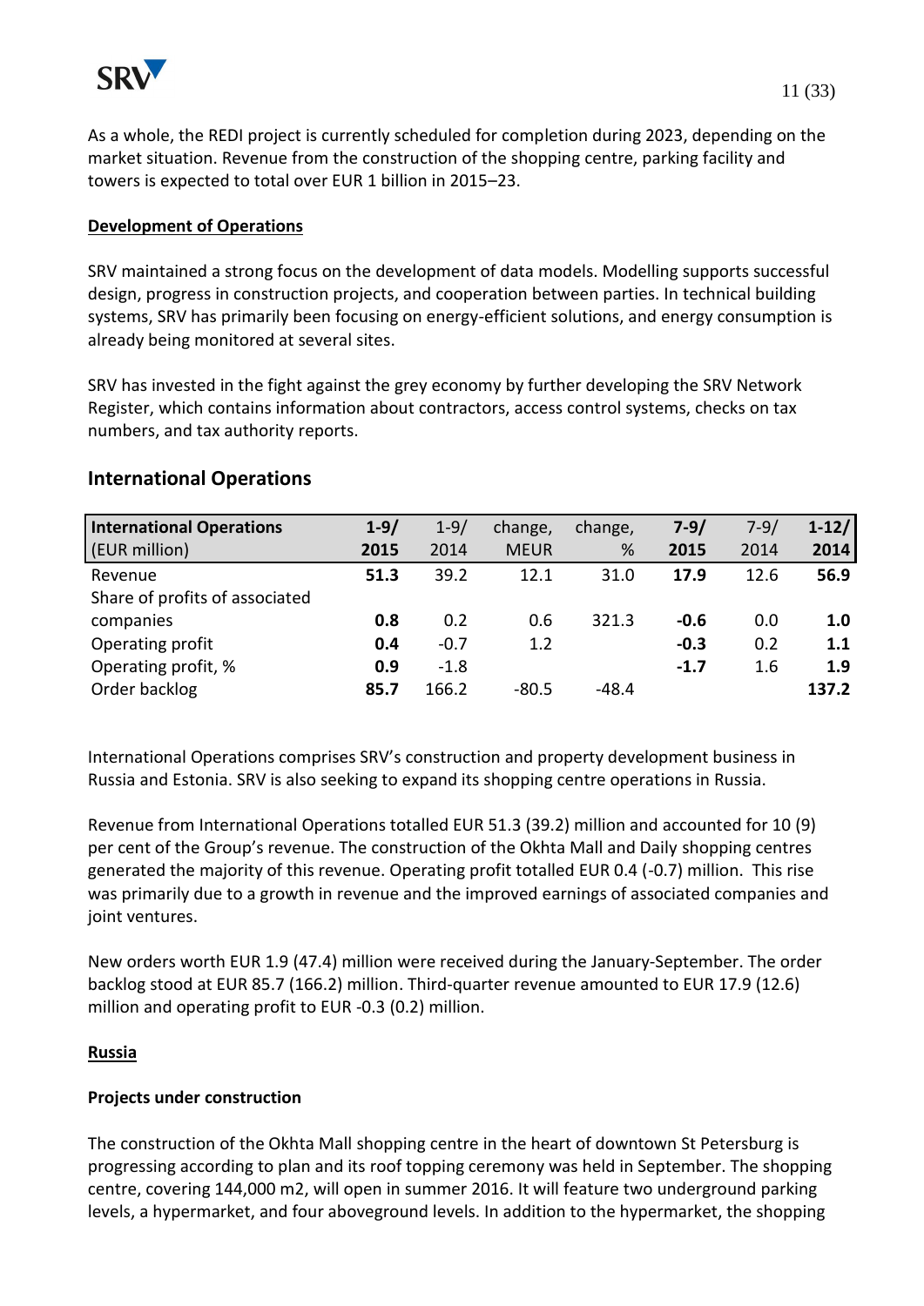As a whole, the REDI project is currently scheduled for completion during 2023, depending on the market situation. Revenue from the construction of the shopping centre, parking facility and towers is expected to total over EUR 1 billion in 2015–23.

**Development of Operations**

SRV maintained a strong focus on the development of data models. Modelling supports successful design, progress in construction projects, and cooperation between parties. In technical building systems, SRV has primarily been focusing on energy-efficient solutions, and energy consumption is already being monitored at several sites.

SRV has invested in the fight against the grey economy by further developing the SRV Network Register, which contains information about contractors, access control systems, checks on tax numbers, and tax authority reports.

## International Operations

| **International Operations** (EUR million) | **1-9/ 2015** | 1-9/ 2014 | change, MEUR | change, % | **7-9/ 2015** | 7-9/ 2014 | **1-12/ 2014** |
|---|---|---|---|---|---|---|---|
| Revenue | **51.3** | 39.2 | 12.1 | 31.0 | **17.9** | 12.6 | **56.9** |
| Share of profits of associated companies | **0.8** | 0.2 | 0.6 | 321.3 | **-0.6** | 0.0 | **1.0** |
| Operating profit | **0.4** | -0.7 | 1.2 | | **-0.3** | 0.2 | **1.1** |
| Operating profit, % | **0.9** | -1.8 | | | **-1.7** | 1.6 | **1.9** |
| Order backlog | **85.7** | 166.2 | -80.5 | -48.4 | | | **137.2** |

International Operations comprises SRV's construction and property development business in Russia and Estonia. SRV is also seeking to expand its shopping centre operations in Russia.

Revenue from International Operations totalled EUR 51.3 (39.2) million and accounted for 10 (9) per cent of the Group's revenue. The construction of the Okhta Mall and Daily shopping centres generated the majority of this revenue. Operating profit totalled EUR 0.4 (-0.7) million. This rise was primarily due to a growth in revenue and the improved earnings of associated companies and joint ventures.

New orders worth EUR 1.9 (47.4) million were received during the January-September. The order backlog stood at EUR 85.7 (166.2) million. Third-quarter revenue amounted to EUR 17.9 (12.6) million and operating profit to EUR -0.3 (0.2) million.

**Russia**

**Projects under construction**

The construction of the Okhta Mall shopping centre in the heart of downtown St Petersburg is progressing according to plan and its roof topping ceremony was held in September. The shopping centre, covering 144,000 m2, will open in summer 2016. It will feature two underground parking levels, a hypermarket, and four aboveground levels. In addition to the hypermarket, the shopping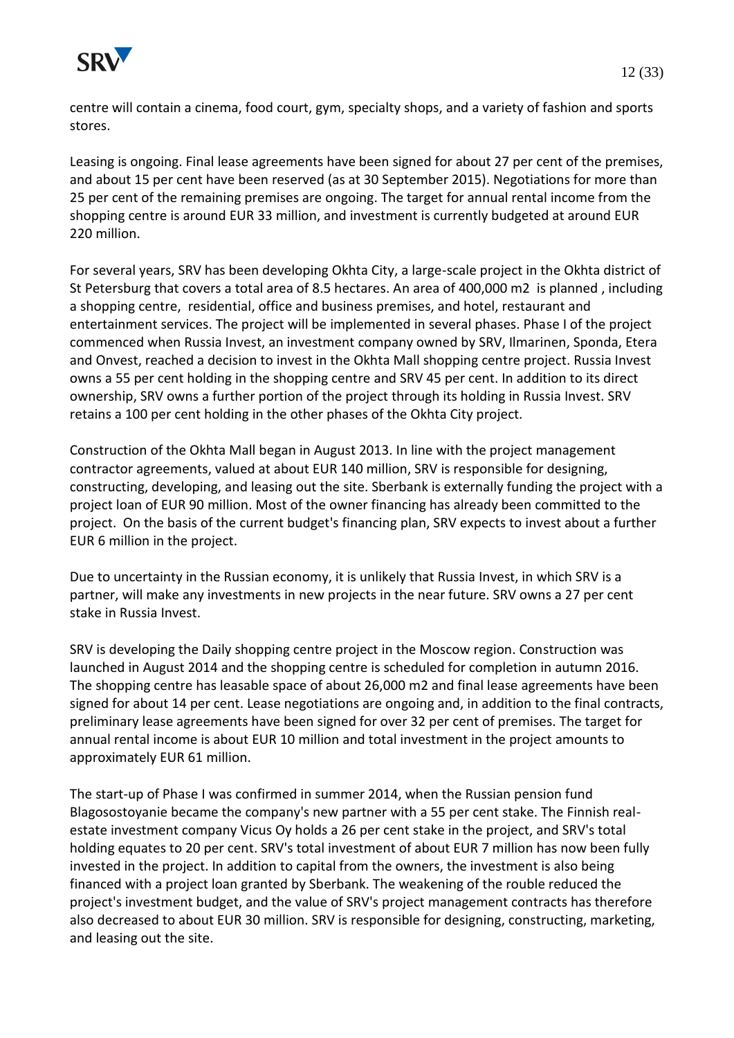centre will contain a cinema, food court, gym, specialty shops, and a variety of fashion and sports stores.

Leasing is ongoing. Final lease agreements have been signed for about 27 per cent of the premises, and about 15 per cent have been reserved (as at 30 September 2015). Negotiations for more than 25 per cent of the remaining premises are ongoing. The target for annual rental income from the shopping centre is around EUR 33 million, and investment is currently budgeted at around EUR 220 million.

For several years, SRV has been developing Okhta City, a large-scale project in the Okhta district of St Petersburg that covers a total area of 8.5 hectares. An area of 400,000 m2 is planned , including a shopping centre, residential, office and business premises, and hotel, restaurant and entertainment services. The project will be implemented in several phases. Phase I of the project commenced when Russia Invest, an investment company owned by SRV, Ilmarinen, Sponda, Etera and Onvest, reached a decision to invest in the Okhta Mall shopping centre project. Russia Invest owns a 55 per cent holding in the shopping centre and SRV 45 per cent. In addition to its direct ownership, SRV owns a further portion of the project through its holding in Russia Invest. SRV retains a 100 per cent holding in the other phases of the Okhta City project.

Construction of the Okhta Mall began in August 2013. In line with the project management contractor agreements, valued at about EUR 140 million, SRV is responsible for designing, constructing, developing, and leasing out the site. Sberbank is externally funding the project with a project loan of EUR 90 million. Most of the owner financing has already been committed to the project. On the basis of the current budget's financing plan, SRV expects to invest about a further EUR 6 million in the project.

Due to uncertainty in the Russian economy, it is unlikely that Russia Invest, in which SRV is a partner, will make any investments in new projects in the near future. SRV owns a 27 per cent stake in Russia Invest.

SRV is developing the Daily shopping centre project in the Moscow region. Construction was launched in August 2014 and the shopping centre is scheduled for completion in autumn 2016. The shopping centre has leasable space of about 26,000 m2 and final lease agreements have been signed for about 14 per cent. Lease negotiations are ongoing and, in addition to the final contracts, preliminary lease agreements have been signed for over 32 per cent of premises. The target for annual rental income is about EUR 10 million and total investment in the project amounts to approximately EUR 61 million.

The start-up of Phase I was confirmed in summer 2014, when the Russian pension fund Blagosostoyanie became the company's new partner with a 55 per cent stake. The Finnish real-estate investment company Vicus Oy holds a 26 per cent stake in the project, and SRV's total holding equates to 20 per cent. SRV's total investment of about EUR 7 million has now been fully invested in the project. In addition to capital from the owners, the investment is also being financed with a project loan granted by Sberbank. The weakening of the rouble reduced the project's investment budget, and the value of SRV's project management contracts has therefore also decreased to about EUR 30 million. SRV is responsible for designing, constructing, marketing, and leasing out the site.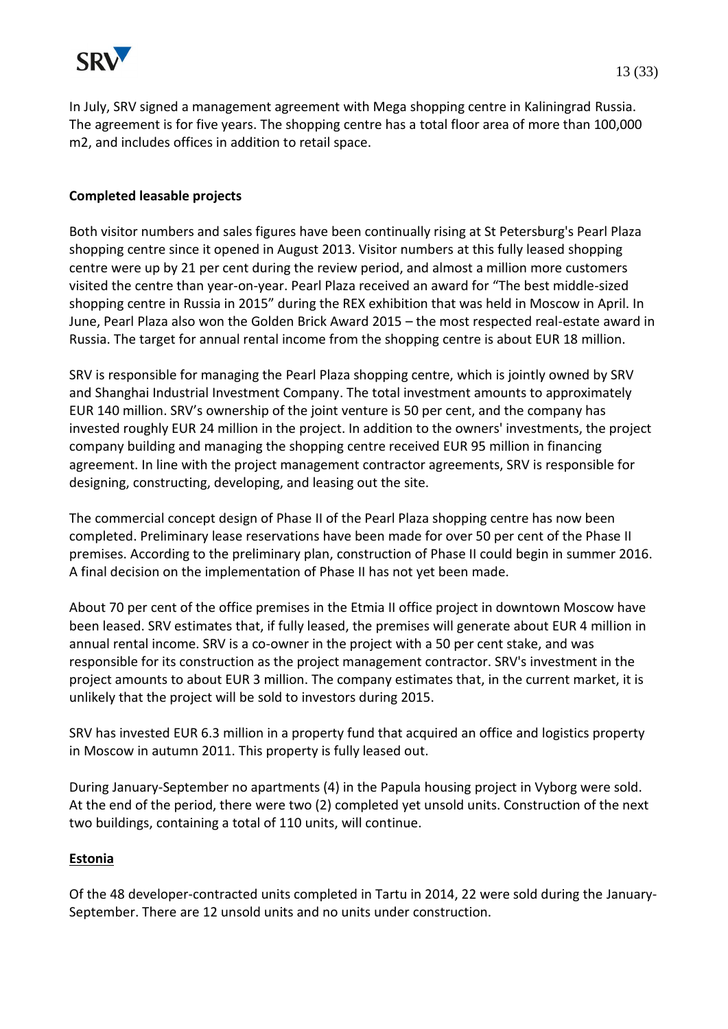In July, SRV signed a management agreement with Mega shopping centre in Kaliningrad Russia. The agreement is for five years. The shopping centre has a total floor area of more than 100,000 m2, and includes offices in addition to retail space.

**Completed leasable projects**

Both visitor numbers and sales figures have been continually rising at St Petersburg's Pearl Plaza shopping centre since it opened in August 2013. Visitor numbers at this fully leased shopping centre were up by 21 per cent during the review period, and almost a million more customers visited the centre than year-on-year. Pearl Plaza received an award for "The best middle-sized shopping centre in Russia in 2015" during the REX exhibition that was held in Moscow in April. In June, Pearl Plaza also won the Golden Brick Award 2015 – the most respected real-estate award in Russia. The target for annual rental income from the shopping centre is about EUR 18 million.

SRV is responsible for managing the Pearl Plaza shopping centre, which is jointly owned by SRV and Shanghai Industrial Investment Company. The total investment amounts to approximately EUR 140 million. SRV's ownership of the joint venture is 50 per cent, and the company has invested roughly EUR 24 million in the project. In addition to the owners' investments, the project company building and managing the shopping centre received EUR 95 million in financing agreement. In line with the project management contractor agreements, SRV is responsible for designing, constructing, developing, and leasing out the site.

The commercial concept design of Phase II of the Pearl Plaza shopping centre has now been completed. Preliminary lease reservations have been made for over 50 per cent of the Phase II premises. According to the preliminary plan, construction of Phase II could begin in summer 2016. A final decision on the implementation of Phase II has not yet been made.

About 70 per cent of the office premises in the Etmia II office project in downtown Moscow have been leased. SRV estimates that, if fully leased, the premises will generate about EUR 4 million in annual rental income. SRV is a co-owner in the project with a 50 per cent stake, and was responsible for its construction as the project management contractor. SRV's investment in the project amounts to about EUR 3 million. The company estimates that, in the current market, it is unlikely that the project will be sold to investors during 2015.

SRV has invested EUR 6.3 million in a property fund that acquired an office and logistics property in Moscow in autumn 2011. This property is fully leased out.

During January-September no apartments (4) in the Papula housing project in Vyborg were sold. At the end of the period, there were two (2) completed yet unsold units. Construction of the next two buildings, containing a total of 110 units, will continue.

**Estonia**

Of the 48 developer-contracted units completed in Tartu in 2014, 22 were sold during the January-September. There are 12 unsold units and no units under construction.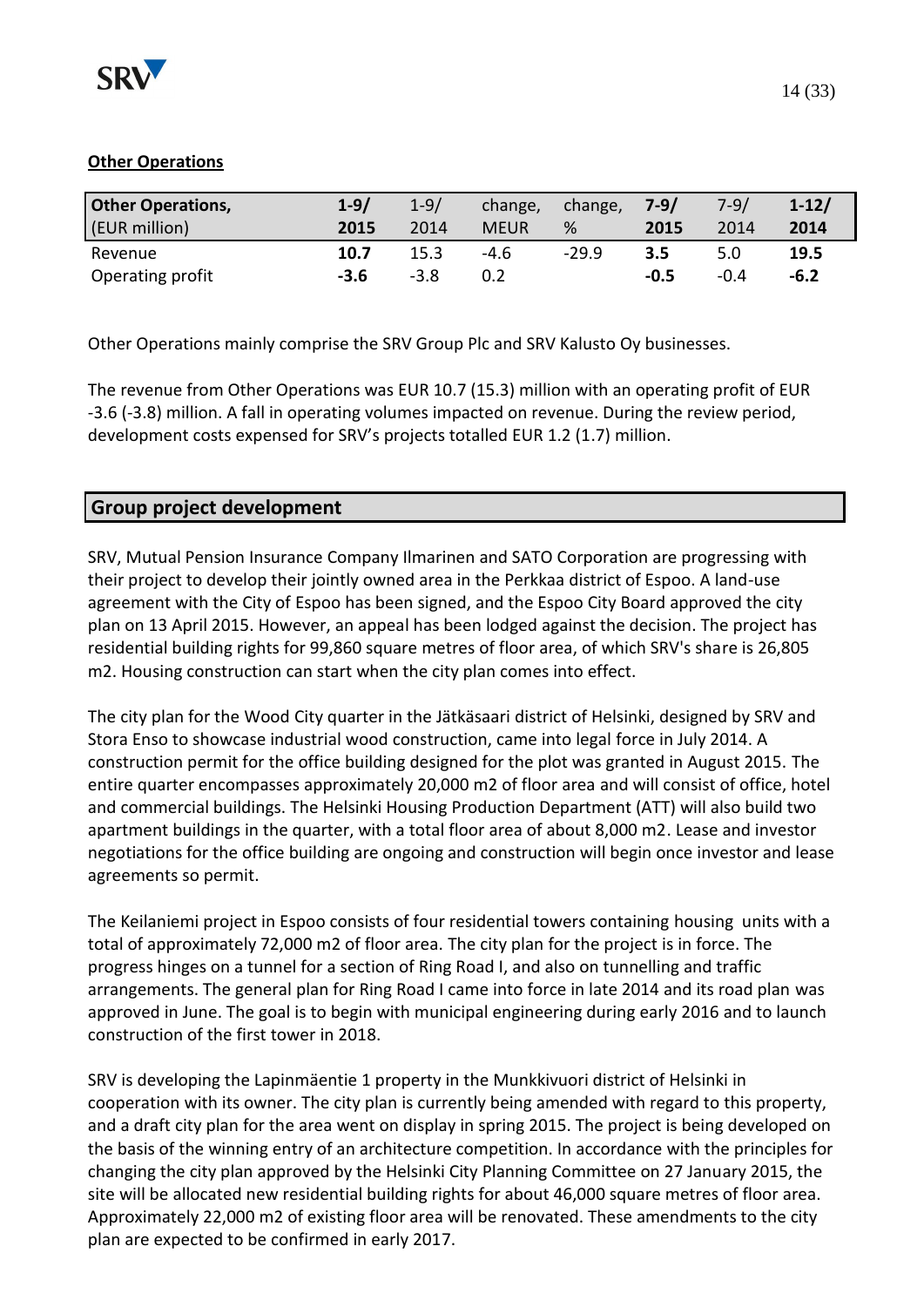**Other Operations**

| Other Operations, (EUR million) | 1-9/ 2015 | 1-9/ 2014 | change, MEUR | change, % | 7-9/ 2015 | 7-9/ 2014 | 1-12/ 2014 |
|---|---|---|---|---|---|---|---|
| Revenue | **10.7** | 15.3 | -4.6 | -29.9 | **3.5** | 5.0 | **19.5** |
| Operating profit | **-3.6** | -3.8 | 0.2 | | **-0.5** | -0.4 | **-6.2** |

Other Operations mainly comprise the SRV Group Plc and SRV Kalusto Oy businesses.

The revenue from Other Operations was EUR 10.7 (15.3) million with an operating profit of EUR -3.6 (-3.8) million. A fall in operating volumes impacted on revenue. During the review period, development costs expensed for SRV's projects totalled EUR 1.2 (1.7) million.

## Group project development

SRV, Mutual Pension Insurance Company Ilmarinen and SATO Corporation are progressing with their project to develop their jointly owned area in the Perkkaa district of Espoo. A land-use agreement with the City of Espoo has been signed, and the Espoo City Board approved the city plan on 13 April 2015. However, an appeal has been lodged against the decision. The project has residential building rights for 99,860 square metres of floor area, of which SRV's share is 26,805 m2. Housing construction can start when the city plan comes into effect.

The city plan for the Wood City quarter in the Jätkäsaari district of Helsinki, designed by SRV and Stora Enso to showcase industrial wood construction, came into legal force in July 2014. A construction permit for the office building designed for the plot was granted in August 2015. The entire quarter encompasses approximately 20,000 m2 of floor area and will consist of office, hotel and commercial buildings. The Helsinki Housing Production Department (ATT) will also build two apartment buildings in the quarter, with a total floor area of about 8,000 m2. Lease and investor negotiations for the office building are ongoing and construction will begin once investor and lease agreements so permit.

The Keilaniemi project in Espoo consists of four residential towers containing housing units with a total of approximately 72,000 m2 of floor area. The city plan for the project is in force. The progress hinges on a tunnel for a section of Ring Road I, and also on tunnelling and traffic arrangements. The general plan for Ring Road I came into force in late 2014 and its road plan was approved in June. The goal is to begin with municipal engineering during early 2016 and to launch construction of the first tower in 2018.

SRV is developing the Lapinmäentie 1 property in the Munkkivuori district of Helsinki in cooperation with its owner. The city plan is currently being amended with regard to this property, and a draft city plan for the area went on display in spring 2015. The project is being developed on the basis of the winning entry of an architecture competition. In accordance with the principles for changing the city plan approved by the Helsinki City Planning Committee on 27 January 2015, the site will be allocated new residential building rights for about 46,000 square metres of floor area. Approximately 22,000 m2 of existing floor area will be renovated. These amendments to the city plan are expected to be confirmed in early 2017.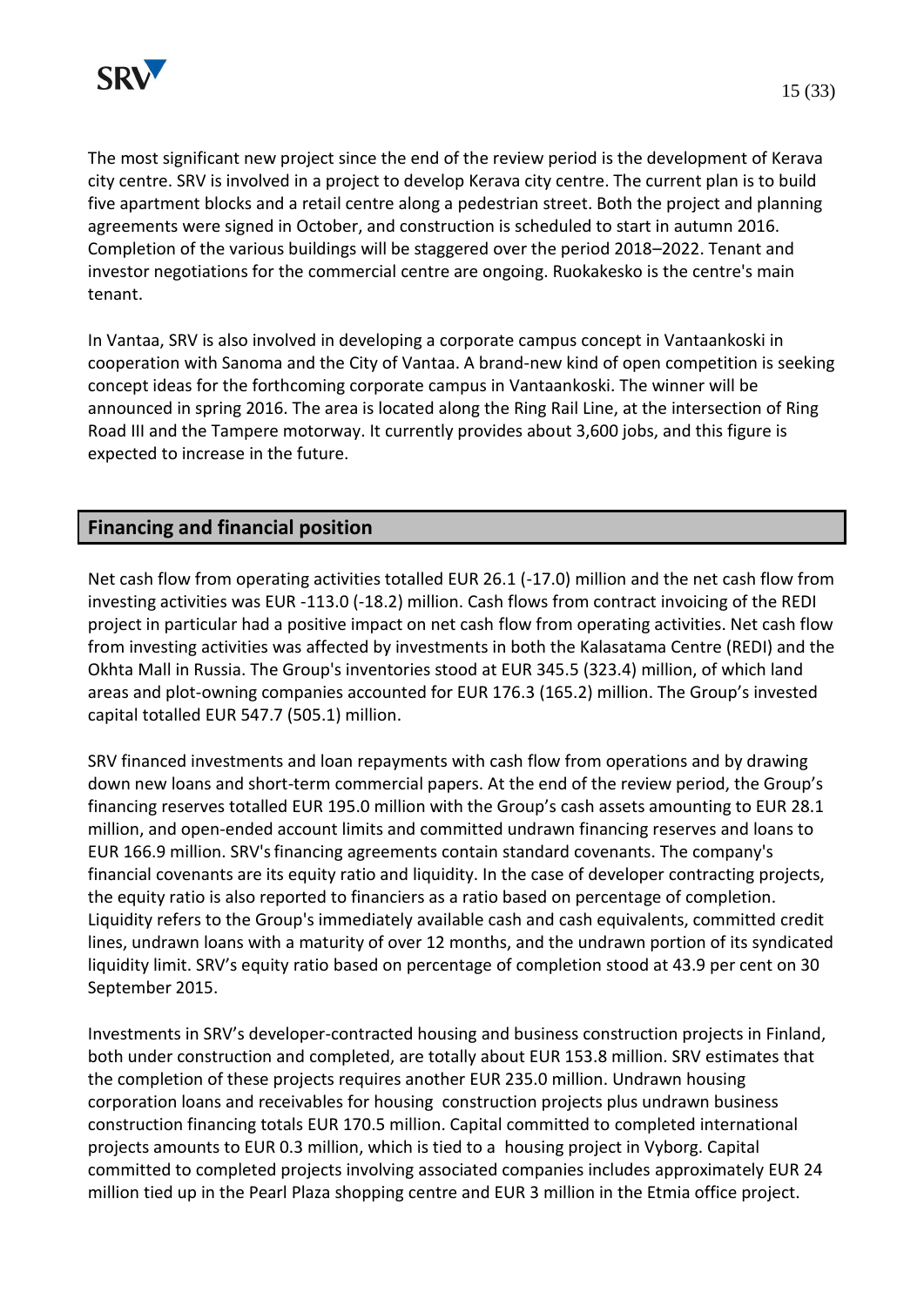The most significant new project since the end of the review period is the development of Kerava city centre. SRV is involved in a project to develop Kerava city centre. The current plan is to build five apartment blocks and a retail centre along a pedestrian street. Both the project and planning agreements were signed in October, and construction is scheduled to start in autumn 2016. Completion of the various buildings will be staggered over the period 2018–2022. Tenant and investor negotiations for the commercial centre are ongoing. Ruokakesko is the centre's main tenant.

In Vantaa, SRV is also involved in developing a corporate campus concept in Vantaankoski in cooperation with Sanoma and the City of Vantaa. A brand-new kind of open competition is seeking concept ideas for the forthcoming corporate campus in Vantaankoski. The winner will be announced in spring 2016. The area is located along the Ring Rail Line, at the intersection of Ring Road III and the Tampere motorway. It currently provides about 3,600 jobs, and this figure is expected to increase in the future.

## Financing and financial position

Net cash flow from operating activities totalled EUR 26.1 (-17.0) million and the net cash flow from investing activities was EUR -113.0 (-18.2) million. Cash flows from contract invoicing of the REDI project in particular had a positive impact on net cash flow from operating activities. Net cash flow from investing activities was affected by investments in both the Kalasatama Centre (REDI) and the Okhta Mall in Russia. The Group's inventories stood at EUR 345.5 (323.4) million, of which land areas and plot-owning companies accounted for EUR 176.3 (165.2) million. The Group's invested capital totalled EUR 547.7 (505.1) million.

SRV financed investments and loan repayments with cash flow from operations and by drawing down new loans and short-term commercial papers. At the end of the review period, the Group's financing reserves totalled EUR 195.0 million with the Group's cash assets amounting to EUR 28.1 million, and open-ended account limits and committed undrawn financing reserves and loans to EUR 166.9 million. SRV's financing agreements contain standard covenants. The company's financial covenants are its equity ratio and liquidity. In the case of developer contracting projects, the equity ratio is also reported to financiers as a ratio based on percentage of completion. Liquidity refers to the Group's immediately available cash and cash equivalents, committed credit lines, undrawn loans with a maturity of over 12 months, and the undrawn portion of its syndicated liquidity limit. SRV's equity ratio based on percentage of completion stood at 43.9 per cent on 30 September 2015.

Investments in SRV's developer-contracted housing and business construction projects in Finland, both under construction and completed, are totally about EUR 153.8 million. SRV estimates that the completion of these projects requires another EUR 235.0 million. Undrawn housing corporation loans and receivables for housing construction projects plus undrawn business construction financing totals EUR 170.5 million. Capital committed to completed international projects amounts to EUR 0.3 million, which is tied to a housing project in Vyborg. Capital committed to completed projects involving associated companies includes approximately EUR 24 million tied up in the Pearl Plaza shopping centre and EUR 3 million in the Etmia office project.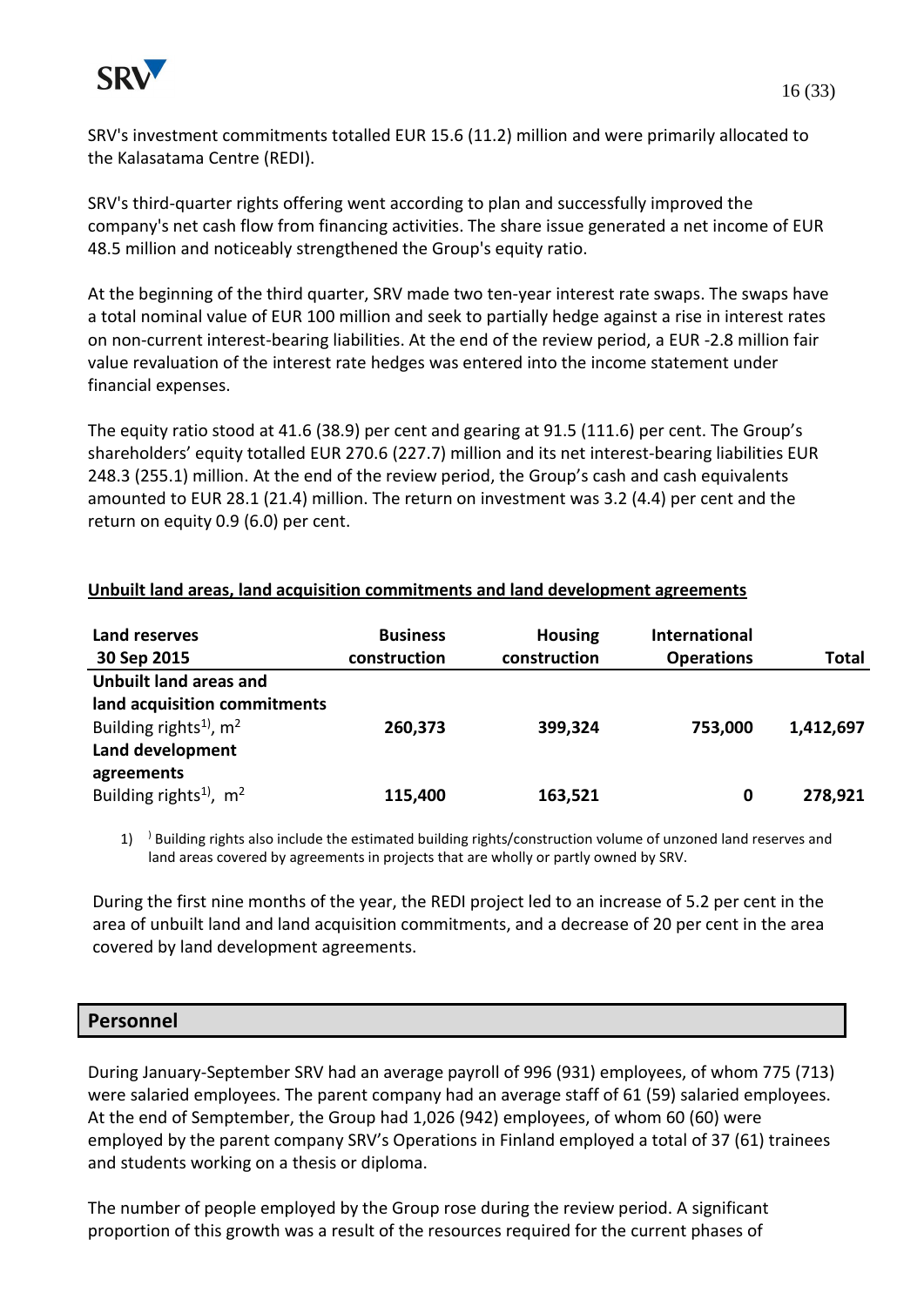SRV's investment commitments totalled EUR 15.6 (11.2) million and were primarily allocated to the Kalasatama Centre (REDI).

SRV's third-quarter rights offering went according to plan and successfully improved the company's net cash flow from financing activities. The share issue generated a net income of EUR 48.5 million and noticeably strengthened the Group's equity ratio.

At the beginning of the third quarter, SRV made two ten-year interest rate swaps. The swaps have a total nominal value of EUR 100 million and seek to partially hedge against a rise in interest rates on non-current interest-bearing liabilities. At the end of the review period, a EUR -2.8 million fair value revaluation of the interest rate hedges was entered into the income statement under financial expenses.

The equity ratio stood at 41.6 (38.9) per cent and gearing at 91.5 (111.6) per cent. The Group's shareholders' equity totalled EUR 270.6 (227.7) million and its net interest-bearing liabilities EUR 248.3 (255.1) million. At the end of the review period, the Group's cash and cash equivalents amounted to EUR 28.1 (21.4) million. The return on investment was 3.2 (4.4) per cent and the return on equity 0.9 (6.0) per cent.

**Unbuilt land areas, land acquisition commitments and land development agreements**

| Land reserves 30 Sep 2015 | Business construction | Housing construction | International Operations | Total |
|---|---|---|---|---|
| **Unbuilt land areas and land acquisition commitments** | | | | |
| Building rights[1], $m^2$ | **260,373** | **399,324** | **753,000** | **1,412,697** |
| **Land development agreements** | | | | |
| Building rights[1], $m^2$ | **115,400** | **163,521** | **0** | **278,921** |

1) Building rights also include the estimated building rights/construction volume of unzoned land reserves and land areas covered by agreements in projects that are wholly or partly owned by SRV.

During the first nine months of the year, the REDI project led to an increase of 5.2 per cent in the area of unbuilt land and land acquisition commitments, and a decrease of 20 per cent in the area covered by land development agreements.

## Personnel

During January-September SRV had an average payroll of 996 (931) employees, of whom 775 (713) were salaried employees. The parent company had an average staff of 61 (59) salaried employees. At the end of Semptember, the Group had 1,026 (942) employees, of whom 60 (60) were employed by the parent company SRV's Operations in Finland employed a total of 37 (61) trainees and students working on a thesis or diploma.

The number of people employed by the Group rose during the review period. A significant proportion of this growth was a result of the resources required for the current phases of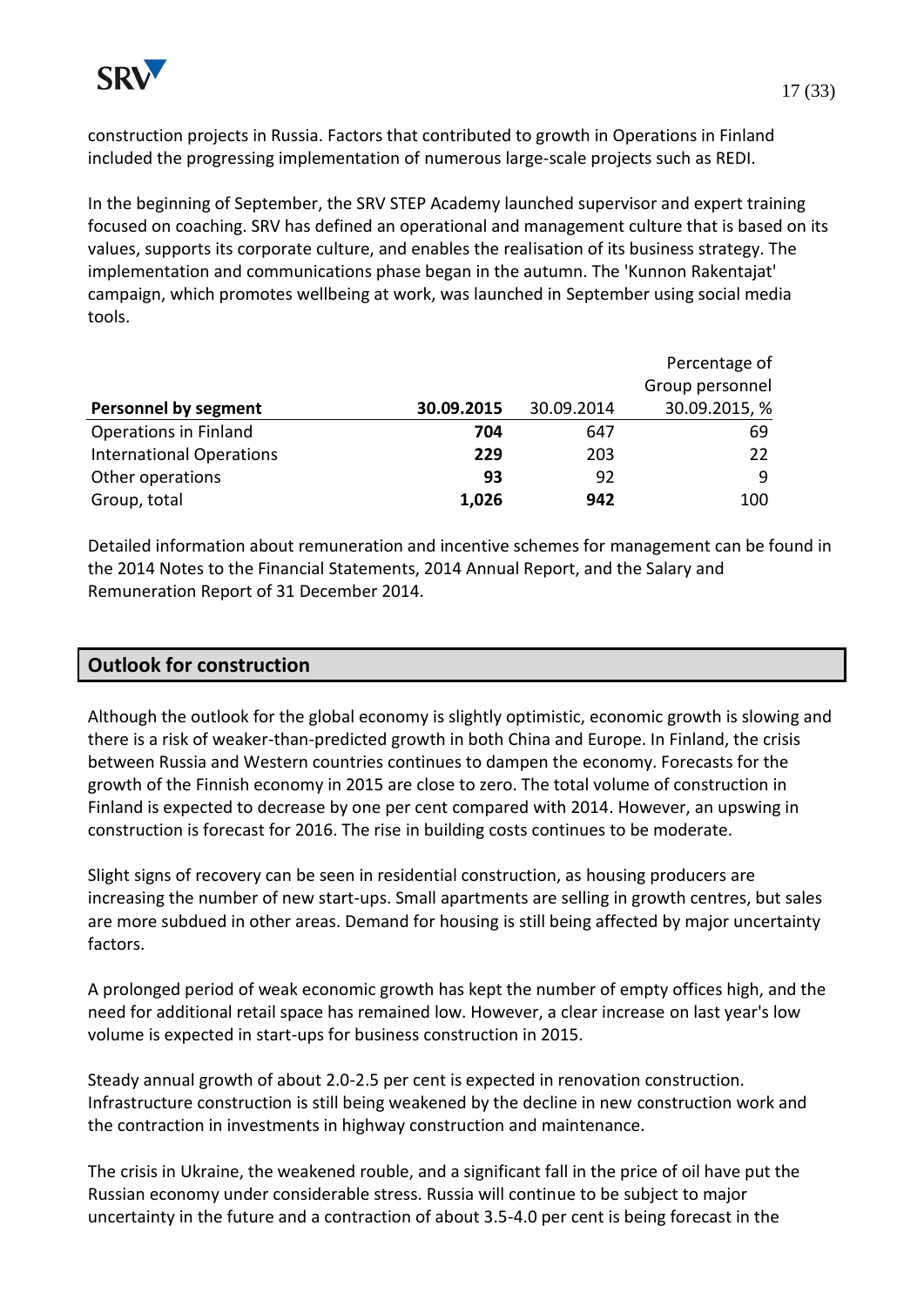construction projects in Russia. Factors that contributed to growth in Operations in Finland included the progressing implementation of numerous large-scale projects such as REDI.

In the beginning of September, the SRV STEP Academy launched supervisor and expert training focused on coaching. SRV has defined an operational and management culture that is based on its values, supports its corporate culture, and enables the realisation of its business strategy. The implementation and communications phase began in the autumn. The 'Kunnon Rakentajat' campaign, which promotes wellbeing at work, was launched in September using social media tools.

| Personnel by segment | 30.09.2015 | 30.09.2014 | Percentage of Group personnel 30.09.2015, % |
|---|---|---|---|
| Operations in Finland | **704** | 647 | 69 |
| International Operations | **229** | 203 | 22 |
| Other operations | **93** | 92 | 9 |
| Group, total | **1,026** | **942** | 100 |

Detailed information about remuneration and incentive schemes for management can be found in the 2014 Notes to the Financial Statements, 2014 Annual Report, and the Salary and Remuneration Report of 31 December 2014.

## Outlook for construction

Although the outlook for the global economy is slightly optimistic, economic growth is slowing and there is a risk of weaker-than-predicted growth in both China and Europe. In Finland, the crisis between Russia and Western countries continues to dampen the economy. Forecasts for the growth of the Finnish economy in 2015 are close to zero. The total volume of construction in Finland is expected to decrease by one per cent compared with 2014. However, an upswing in construction is forecast for 2016. The rise in building costs continues to be moderate.

Slight signs of recovery can be seen in residential construction, as housing producers are increasing the number of new start-ups. Small apartments are selling in growth centres, but sales are more subdued in other areas. Demand for housing is still being affected by major uncertainty factors.

A prolonged period of weak economic growth has kept the number of empty offices high, and the need for additional retail space has remained low. However, a clear increase on last year's low volume is expected in start-ups for business construction in 2015.

Steady annual growth of about 2.0-2.5 per cent is expected in renovation construction. Infrastructure construction is still being weakened by the decline in new construction work and the contraction in investments in highway construction and maintenance.

The crisis in Ukraine, the weakened rouble, and a significant fall in the price of oil have put the Russian economy under considerable stress. Russia will continue to be subject to major uncertainty in the future and a contraction of about 3.5-4.0 per cent is being forecast in the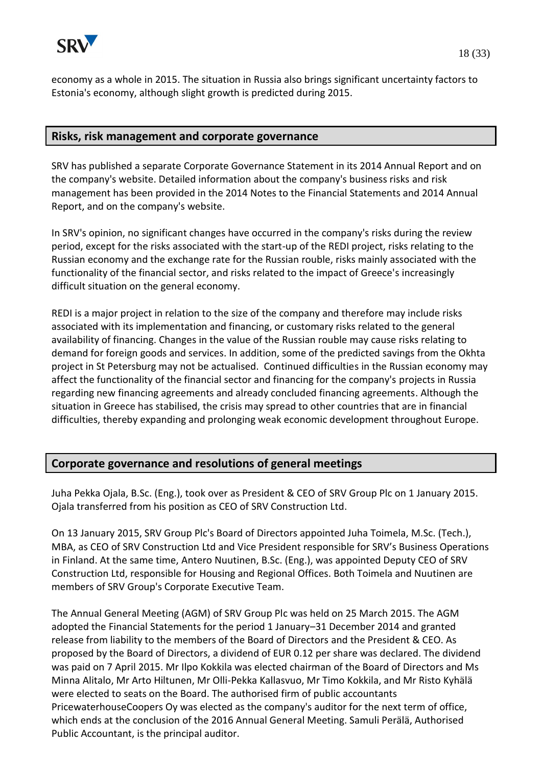economy as a whole in 2015. The situation in Russia also brings significant uncertainty factors to Estonia's economy, although slight growth is predicted during 2015.

## Risks, risk management and corporate governance

SRV has published a separate Corporate Governance Statement in its 2014 Annual Report and on the company's website. Detailed information about the company's business risks and risk management has been provided in the 2014 Notes to the Financial Statements and 2014 Annual Report, and on the company's website.

In SRV's opinion, no significant changes have occurred in the company's risks during the review period, except for the risks associated with the start-up of the REDI project, risks relating to the Russian economy and the exchange rate for the Russian rouble, risks mainly associated with the functionality of the financial sector, and risks related to the impact of Greece's increasingly difficult situation on the general economy.

REDI is a major project in relation to the size of the company and therefore may include risks associated with its implementation and financing, or customary risks related to the general availability of financing. Changes in the value of the Russian rouble may cause risks relating to demand for foreign goods and services. In addition, some of the predicted savings from the Okhta project in St Petersburg may not be actualised. Continued difficulties in the Russian economy may affect the functionality of the financial sector and financing for the company's projects in Russia regarding new financing agreements and already concluded financing agreements. Although the situation in Greece has stabilised, the crisis may spread to other countries that are in financial difficulties, thereby expanding and prolonging weak economic development throughout Europe.

## Corporate governance and resolutions of general meetings

Juha Pekka Ojala, B.Sc. (Eng.), took over as President & CEO of SRV Group Plc on 1 January 2015. Ojala transferred from his position as CEO of SRV Construction Ltd.

On 13 January 2015, SRV Group Plc's Board of Directors appointed Juha Toimela, M.Sc. (Tech.), MBA, as CEO of SRV Construction Ltd and Vice President responsible for SRV's Business Operations in Finland. At the same time, Antero Nuutinen, B.Sc. (Eng.), was appointed Deputy CEO of SRV Construction Ltd, responsible for Housing and Regional Offices. Both Toimela and Nuutinen are members of SRV Group's Corporate Executive Team.

The Annual General Meeting (AGM) of SRV Group Plc was held on 25 March 2015. The AGM adopted the Financial Statements for the period 1 January–31 December 2014 and granted release from liability to the members of the Board of Directors and the President & CEO. As proposed by the Board of Directors, a dividend of EUR 0.12 per share was declared. The dividend was paid on 7 April 2015. Mr Ilpo Kokkila was elected chairman of the Board of Directors and Ms Minna Alitalo, Mr Arto Hiltunen, Mr Olli-Pekka Kallasvuo, Mr Timo Kokkila, and Mr Risto Kyhälä were elected to seats on the Board. The authorised firm of public accountants PricewaterhouseCoopers Oy was elected as the company's auditor for the next term of office, which ends at the conclusion of the 2016 Annual General Meeting. Samuli Perälä, Authorised Public Accountant, is the principal auditor.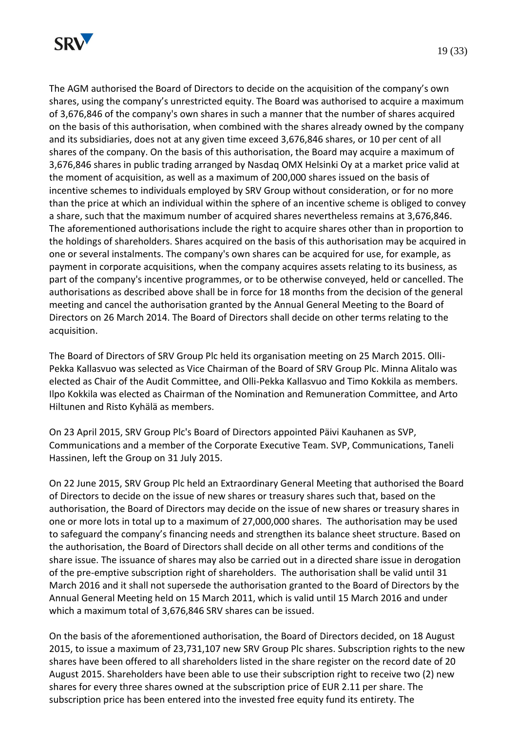The AGM authorised the Board of Directors to decide on the acquisition of the company's own shares, using the company's unrestricted equity. The Board was authorised to acquire a maximum of 3,676,846 of the company's own shares in such a manner that the number of shares acquired on the basis of this authorisation, when combined with the shares already owned by the company and its subsidiaries, does not at any given time exceed 3,676,846 shares, or 10 per cent of all shares of the company. On the basis of this authorisation, the Board may acquire a maximum of 3,676,846 shares in public trading arranged by Nasdaq OMX Helsinki Oy at a market price valid at the moment of acquisition, as well as a maximum of 200,000 shares issued on the basis of incentive schemes to individuals employed by SRV Group without consideration, or for no more than the price at which an individual within the sphere of an incentive scheme is obliged to convey a share, such that the maximum number of acquired shares nevertheless remains at 3,676,846. The aforementioned authorisations include the right to acquire shares other than in proportion to the holdings of shareholders. Shares acquired on the basis of this authorisation may be acquired in one or several instalments. The company's own shares can be acquired for use, for example, as payment in corporate acquisitions, when the company acquires assets relating to its business, as part of the company's incentive programmes, or to be otherwise conveyed, held or cancelled. The authorisations as described above shall be in force for 18 months from the decision of the general meeting and cancel the authorisation granted by the Annual General Meeting to the Board of Directors on 26 March 2014. The Board of Directors shall decide on other terms relating to the acquisition.

The Board of Directors of SRV Group Plc held its organisation meeting on 25 March 2015. Olli-Pekka Kallasvuo was selected as Vice Chairman of the Board of SRV Group Plc. Minna Alitalo was elected as Chair of the Audit Committee, and Olli-Pekka Kallasvuo and Timo Kokkila as members. Ilpo Kokkila was elected as Chairman of the Nomination and Remuneration Committee, and Arto Hiltunen and Risto Kyhälä as members.

On 23 April 2015, SRV Group Plc's Board of Directors appointed Päivi Kauhanen as SVP, Communications and a member of the Corporate Executive Team. SVP, Communications, Taneli Hassinen, left the Group on 31 July 2015.

On 22 June 2015, SRV Group Plc held an Extraordinary General Meeting that authorised the Board of Directors to decide on the issue of new shares or treasury shares such that, based on the authorisation, the Board of Directors may decide on the issue of new shares or treasury shares in one or more lots in total up to a maximum of 27,000,000 shares. The authorisation may be used to safeguard the company's financing needs and strengthen its balance sheet structure. Based on the authorisation, the Board of Directors shall decide on all other terms and conditions of the share issue. The issuance of shares may also be carried out in a directed share issue in derogation of the pre-emptive subscription right of shareholders. The authorisation shall be valid until 31 March 2016 and it shall not supersede the authorisation granted to the Board of Directors by the Annual General Meeting held on 15 March 2011, which is valid until 15 March 2016 and under which a maximum total of 3,676,846 SRV shares can be issued.

On the basis of the aforementioned authorisation, the Board of Directors decided, on 18 August 2015, to issue a maximum of 23,731,107 new SRV Group Plc shares. Subscription rights to the new shares have been offered to all shareholders listed in the share register on the record date of 20 August 2015. Shareholders have been able to use their subscription right to receive two (2) new shares for every three shares owned at the subscription price of EUR 2.11 per share. The subscription price has been entered into the invested free equity fund its entirety. The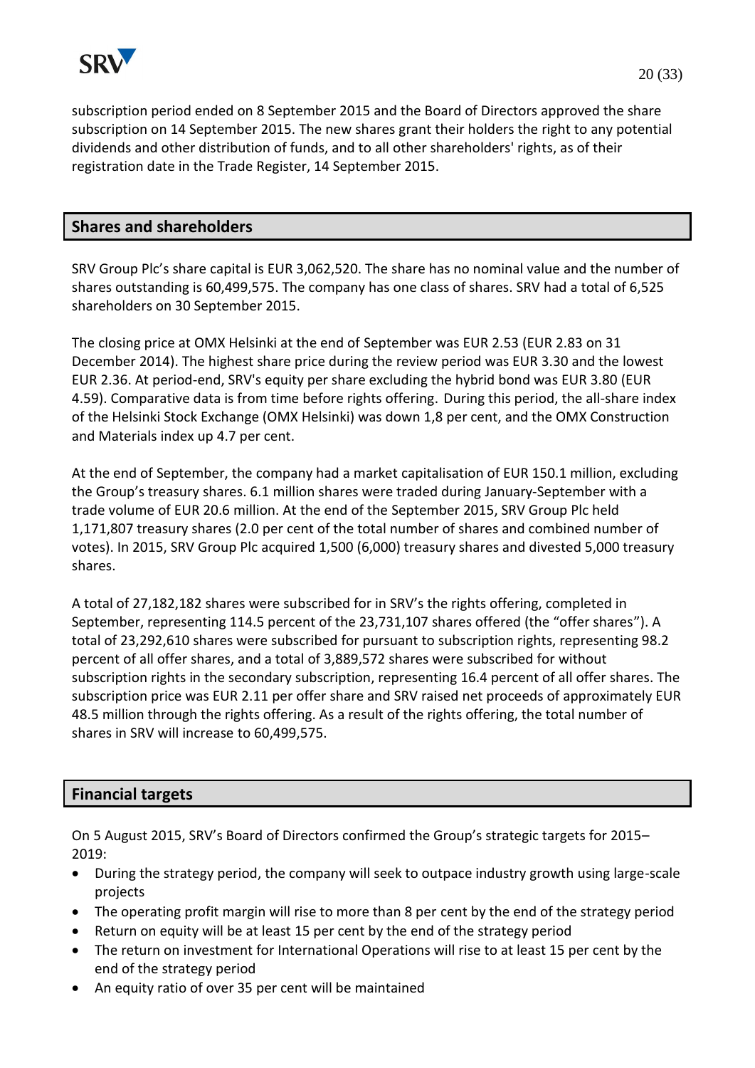subscription period ended on 8 September 2015 and the Board of Directors approved the share subscription on 14 September 2015. The new shares grant their holders the right to any potential dividends and other distribution of funds, and to all other shareholders' rights, as of their registration date in the Trade Register, 14 September 2015.

## Shares and shareholders

SRV Group Plc's share capital is EUR 3,062,520. The share has no nominal value and the number of shares outstanding is 60,499,575. The company has one class of shares. SRV had a total of 6,525 shareholders on 30 September 2015.

The closing price at OMX Helsinki at the end of September was EUR 2.53 (EUR 2.83 on 31 December 2014). The highest share price during the review period was EUR 3.30 and the lowest EUR 2.36. At period-end, SRV's equity per share excluding the hybrid bond was EUR 3.80 (EUR 4.59). Comparative data is from time before rights offering. During this period, the all-share index of the Helsinki Stock Exchange (OMX Helsinki) was down 1,8 per cent, and the OMX Construction and Materials index up 4.7 per cent.

At the end of September, the company had a market capitalisation of EUR 150.1 million, excluding the Group's treasury shares. 6.1 million shares were traded during January-September with a trade volume of EUR 20.6 million. At the end of the September 2015, SRV Group Plc held 1,171,807 treasury shares (2.0 per cent of the total number of shares and combined number of votes). In 2015, SRV Group Plc acquired 1,500 (6,000) treasury shares and divested 5,000 treasury shares.

A total of 27,182,182 shares were subscribed for in SRV's the rights offering, completed in September, representing 114.5 percent of the 23,731,107 shares offered (the "offer shares"). A total of 23,292,610 shares were subscribed for pursuant to subscription rights, representing 98.2 percent of all offer shares, and a total of 3,889,572 shares were subscribed for without subscription rights in the secondary subscription, representing 16.4 percent of all offer shares. The subscription price was EUR 2.11 per offer share and SRV raised net proceeds of approximately EUR 48.5 million through the rights offering. As a result of the rights offering, the total number of shares in SRV will increase to 60,499,575.

## Financial targets

On 5 August 2015, SRV's Board of Directors confirmed the Group's strategic targets for 2015–2019:

- During the strategy period, the company will seek to outpace industry growth using large-scale projects
- The operating profit margin will rise to more than 8 per cent by the end of the strategy period
- Return on equity will be at least 15 per cent by the end of the strategy period
- The return on investment for International Operations will rise to at least 15 per cent by the end of the strategy period
- An equity ratio of over 35 per cent will be maintained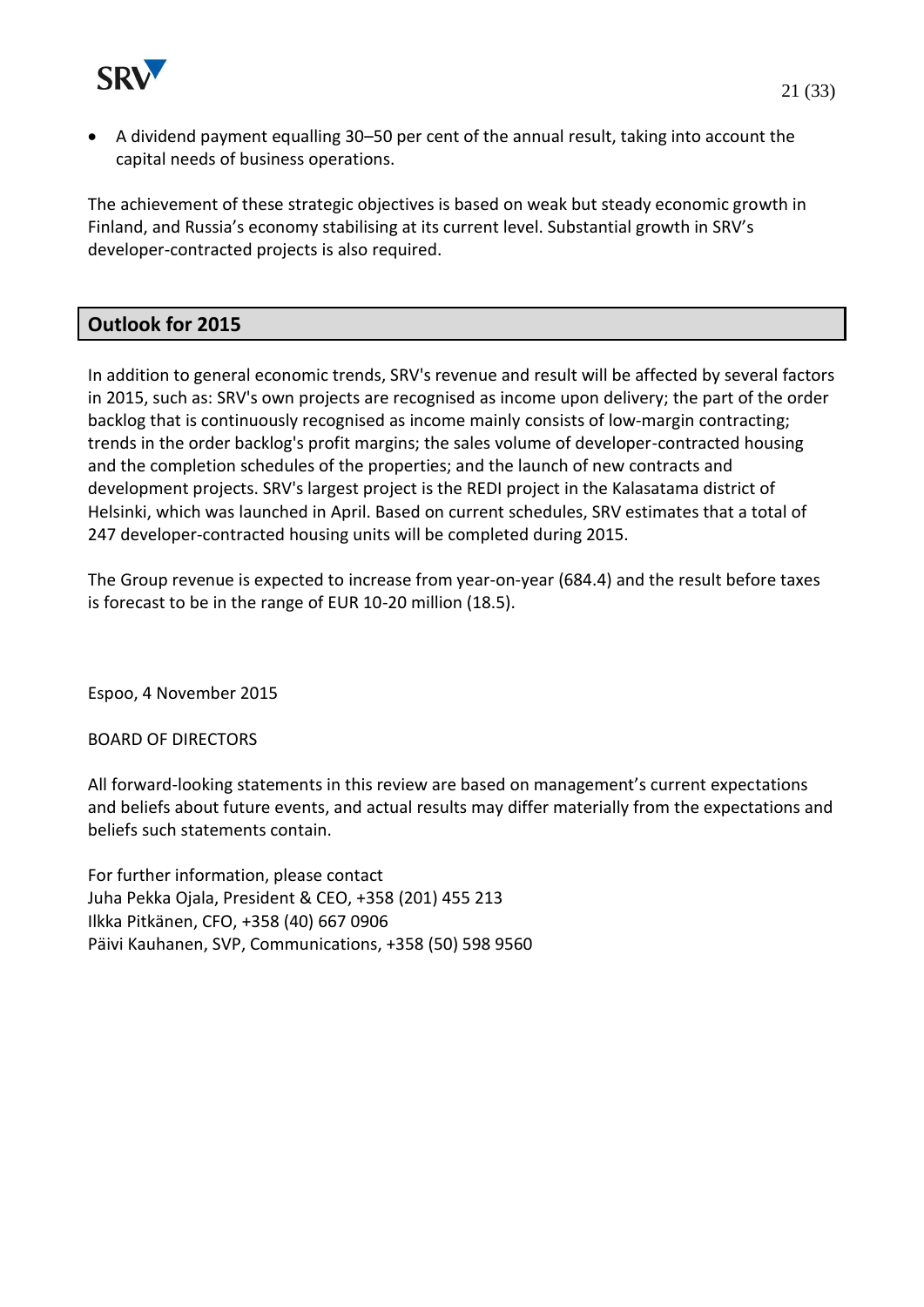- A dividend payment equalling 30–50 per cent of the annual result, taking into account the capital needs of business operations.

The achievement of these strategic objectives is based on weak but steady economic growth in Finland, and Russia's economy stabilising at its current level. Substantial growth in SRV's developer-contracted projects is also required.

## Outlook for 2015

In addition to general economic trends, SRV's revenue and result will be affected by several factors in 2015, such as: SRV's own projects are recognised as income upon delivery; the part of the order backlog that is continuously recognised as income mainly consists of low-margin contracting; trends in the order backlog's profit margins; the sales volume of developer-contracted housing and the completion schedules of the properties; and the launch of new contracts and development projects. SRV's largest project is the REDI project in the Kalasatama district of Helsinki, which was launched in April. Based on current schedules, SRV estimates that a total of 247 developer-contracted housing units will be completed during 2015.

The Group revenue is expected to increase from year-on-year (684.4) and the result before taxes is forecast to be in the range of EUR 10-20 million (18.5).

Espoo, 4 November 2015

BOARD OF DIRECTORS

All forward-looking statements in this review are based on management's current expectations and beliefs about future events, and actual results may differ materially from the expectations and beliefs such statements contain.

For further information, please contact
Juha Pekka Ojala, President & CEO, +358 (201) 455 213
Ilkka Pitkänen, CFO, +358 (40) 667 0906
Päivi Kauhanen, SVP, Communications, +358 (50) 598 9560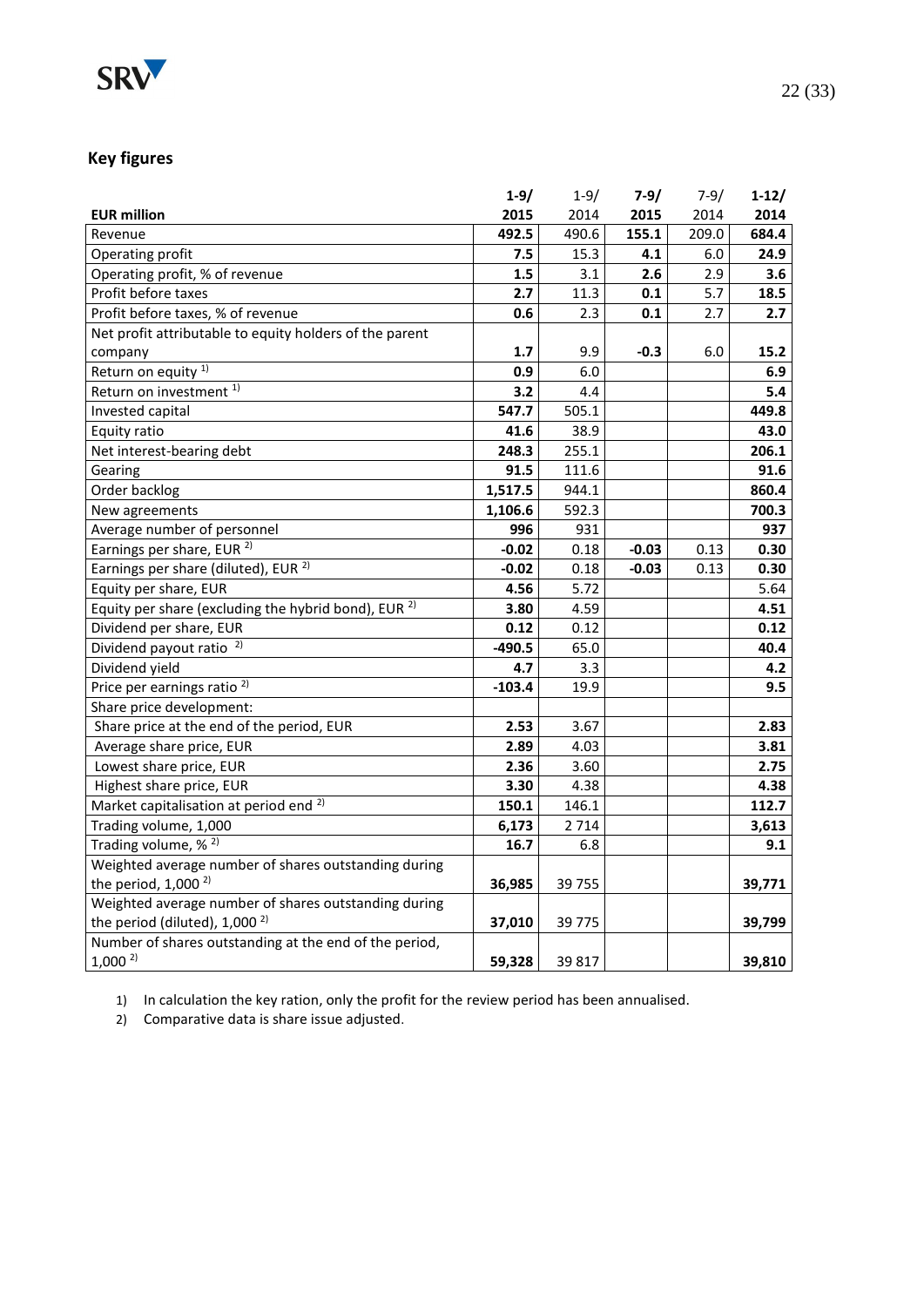## Key figures

| EUR million | 1-9/ 2015 | 1-9/ 2014 | 7-9/ 2015 | 7-9/ 2014 | 1-12/ 2014 |
|---|---|---|---|---|---|
| Revenue | **492.5** | 490.6 | **155.1** | 209.0 | **684.4** |
| Operating profit | **7.5** | 15.3 | **4.1** | 6.0 | **24.9** |
| Operating profit, % of revenue | **1.5** | 3.1 | **2.6** | 2.9 | **3.6** |
| Profit before taxes | **2.7** | 11.3 | **0.1** | 5.7 | **18.5** |
| Profit before taxes, % of revenue | **0.6** | 2.3 | **0.1** | 2.7 | **2.7** |
| Net profit attributable to equity holders of the parent company | **1.7** | 9.9 | **-0.3** | 6.0 | **15.2** |
| Return on equity [1) ] | **0.9** | 6.0 | | | **6.9** |
| Return on investment [1) ] | **3.2** | 4.4 | | | **5.4** |
| Invested capital | **547.7** | 505.1 | | | **449.8** |
| Equity ratio | **41.6** | 38.9 | | | **43.0** |
| Net interest-bearing debt | **248.3** | 255.1 | | | **206.1** |
| Gearing | **91.5** | 111.6 | | | **91.6** |
| Order backlog | **1,517.5** | 944.1 | | | **860.4** |
| New agreements | **1,106.6** | 592.3 | | | **700.3** |
| Average number of personnel | **996** | 931 | | | **937** |
| Earnings per share, EUR [2)] | **-0.02** | 0.18 | **-0.03** | 0.13 | **0.30** |
| Earnings per share (diluted), EUR [2)] | **-0.02** | 0.18 | **-0.03** | 0.13 | **0.30** |
| Equity per share, EUR | **4.56** | 5.72 | | | 5.64 |
| Equity per share (excluding the hybrid bond), EUR [2)] | **3.80** | 4.59 | | | **4.51** |
| Dividend per share, EUR | **0.12** | 0.12 | | | **0.12** |
| Dividend payout ratio [2)] | **-490.5** | 65.0 | | | **40.4** |
| Dividend yield | **4.7** | 3.3 | | | **4.2** |
| Price per earnings ratio [2)] | **-103.4** | 19.9 | | | **9.5** |
| Share price development: | | | | | |
| Share price at the end of the period, EUR | **2.53** | 3.67 | | | **2.83** |
| Average share price, EUR | **2.89** | 4.03 | | | **3.81** |
| Lowest share price, EUR | **2.36** | 3.60 | | | **2.75** |
| Highest share price, EUR | **3.30** | 4.38 | | | **4.38** |
| Market capitalisation at period end [2)] | **150.1** | 146.1 | | | **112.7** |
| Trading volume, 1,000 | **6,173** | 2 714 | | | **3,613** |
| Trading volume, % [2)] | **16.7** | 6.8 | | | **9.1** |
| Weighted average number of shares outstanding during the period, 1,000 [2)] | **36,985** | 39 755 | | | **39,771** |
| Weighted average number of shares outstanding during the period (diluted), 1,000 [2)] | **37,010** | 39 775 | | | **39,799** |
| Number of shares outstanding at the end of the period, 1,000 [2)] | **59,328** | 39 817 | | | **39,810** |

1) In calculation the key ration, only the profit for the review period has been annualised.
2) Comparative data is share issue adjusted.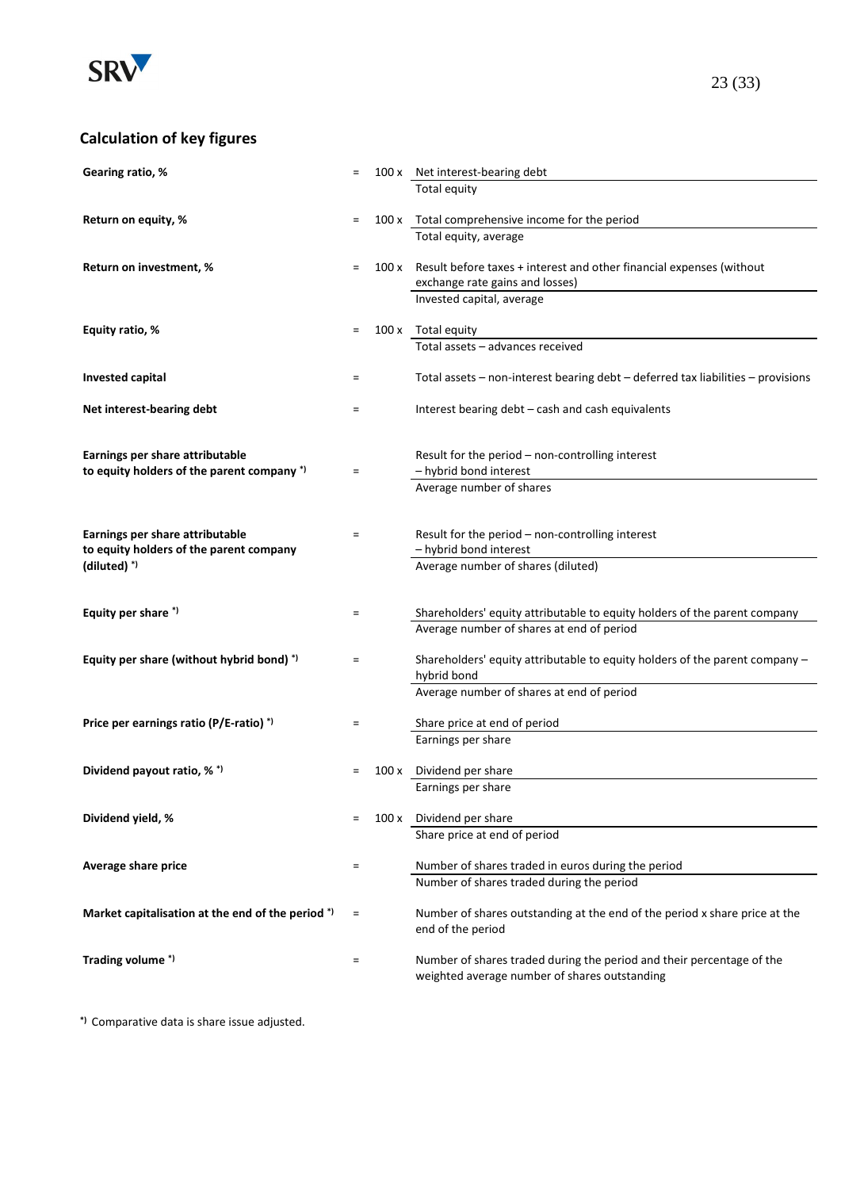## Calculation of key figures

| Key figure | | | Formula |
|---|---|---|---|
| **Gearing ratio, %** | = | 100 x | Net interest-bearing debt / Total equity |
| **Return on equity, %** | = | 100 x | Total comprehensive income for the period / Total equity, average |
| **Return on investment, %** | = | 100 x | Result before taxes + interest and other financial expenses (without exchange rate gains and losses) / Invested capital, average |
| **Equity ratio, %** | = | 100 x | Total equity / Total assets – advances received |
| **Invested capital** | = | | Total assets – non-interest bearing debt – deferred tax liabilities – provisions |
| **Net interest-bearing debt** | = | | Interest bearing debt – cash and cash equivalents |
| **Earnings per share attributable to equity holders of the parent company** *) | = | | Result for the period – non-controlling interest – hybrid bond interest / Average number of shares |
| **Earnings per share attributable to equity holders of the parent company (diluted)** *) | = | | Result for the period – non-controlling interest – hybrid bond interest / Average number of shares (diluted) |
| **Equity per share** *) | = | | Shareholders' equity attributable to equity holders of the parent company / Average number of shares at end of period |
| **Equity per share (without hybrid bond)** *) | = | | Shareholders' equity attributable to equity holders of the parent company – hybrid bond / Average number of shares at end of period |
| **Price per earnings ratio (P/E-ratio)** *) | = | | Share price at end of period / Earnings per share |
| **Dividend payout ratio, %** *) | = | 100 x | Dividend per share / Earnings per share |
| **Dividend yield, %** | = | 100 x | Dividend per share / Share price at end of period |
| **Average share price** | = | | Number of shares traded in euros during the period / Number of shares traded during the period |
| **Market capitalisation at the end of the period** *) | = | | Number of shares outstanding at the end of the period x share price at the end of the period |
| **Trading volume** *) | = | | Number of shares traded during the period and their percentage of the weighted average number of shares outstanding |

*) Comparative data is share issue adjusted.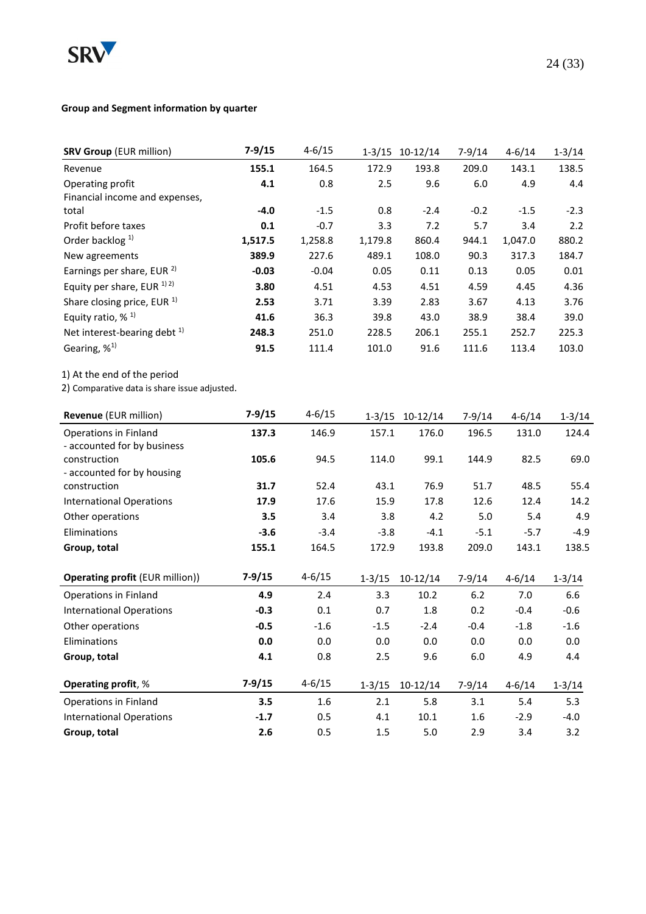**Group and Segment information by quarter**

| **SRV Group** (EUR million) | **7-9/15** | 4-6/15 | 1-3/15 | 10-12/14 | 7-9/14 | 4-6/14 | 1-3/14 |
|---|---|---|---|---|---|---|---|
| Revenue | **155.1** | 164.5 | 172.9 | 193.8 | 209.0 | 143.1 | 138.5 |
| Operating profit | **4.1** | 0.8 | 2.5 | 9.6 | 6.0 | 4.9 | 4.4 |
| Financial income and expenses, total | **-4.0** | -1.5 | 0.8 | -2.4 | -0.2 | -1.5 | -2.3 |
| Profit before taxes | **0.1** | -0.7 | 3.3 | 7.2 | 5.7 | 3.4 | 2.2 |
| Order backlog [1] | **1,517.5** | 1,258.8 | 1,179.8 | 860.4 | 944.1 | 1,047.0 | 880.2 |
| New agreements | **389.9** | 227.6 | 489.1 | 108.0 | 90.3 | 317.3 | 184.7 |
| Earnings per share, EUR [2] | **-0.03** | -0.04 | 0.05 | 0.11 | 0.13 | 0.05 | 0.01 |
| Equity per share, EUR [1] [2] | **3.80** | 4.51 | 4.53 | 4.51 | 4.59 | 4.45 | 4.36 |
| Share closing price, EUR [1] | **2.53** | 3.71 | 3.39 | 2.83 | 3.67 | 4.13 | 3.76 |
| Equity ratio, % [1] | **41.6** | 36.3 | 39.8 | 43.0 | 38.9 | 38.4 | 39.0 |
| Net interest-bearing debt [1] | **248.3** | 251.0 | 228.5 | 206.1 | 255.1 | 252.7 | 225.3 |
| Gearing, % [1] | **91.5** | 111.4 | 101.0 | 91.6 | 111.6 | 113.4 | 103.0 |

1) At the end of the period
2) Comparative data is share issue adjusted.

| **Revenue** (EUR million) | **7-9/15** | 4-6/15 | 1-3/15 | 10-12/14 | 7-9/14 | 4-6/14 | 1-3/14 |
|---|---|---|---|---|---|---|---|
| Operations in Finland | **137.3** | 146.9 | 157.1 | 176.0 | 196.5 | 131.0 | 124.4 |
| - accounted for by business construction | **105.6** | 94.5 | 114.0 | 99.1 | 144.9 | 82.5 | 69.0 |
| - accounted for by housing construction | **31.7** | 52.4 | 43.1 | 76.9 | 51.7 | 48.5 | 55.4 |
| International Operations | **17.9** | 17.6 | 15.9 | 17.8 | 12.6 | 12.4 | 14.2 |
| Other operations | **3.5** | 3.4 | 3.8 | 4.2 | 5.0 | 5.4 | 4.9 |
| Eliminations | **-3.6** | -3.4 | -3.8 | -4.1 | -5.1 | -5.7 | -4.9 |
| **Group, total** | **155.1** | 164.5 | 172.9 | 193.8 | 209.0 | 143.1 | 138.5 |

| **Operating profit** (EUR million)) | **7-9/15** | 4-6/15 | 1-3/15 | 10-12/14 | 7-9/14 | 4-6/14 | 1-3/14 |
|---|---|---|---|---|---|---|---|
| Operations in Finland | **4.9** | 2.4 | 3.3 | 10.2 | 6.2 | 7.0 | 6.6 |
| International Operations | **-0.3** | 0.1 | 0.7 | 1.8 | 0.2 | -0.4 | -0.6 |
| Other operations | **-0.5** | -1.6 | -1.5 | -2.4 | -0.4 | -1.8 | -1.6 |
| Eliminations | **0.0** | 0.0 | 0.0 | 0.0 | 0.0 | 0.0 | 0.0 |
| **Group, total** | **4.1** | 0.8 | 2.5 | 9.6 | 6.0 | 4.9 | 4.4 |

| **Operating profit**, % | **7-9/15** | 4-6/15 | 1-3/15 | 10-12/14 | 7-9/14 | 4-6/14 | 1-3/14 |
|---|---|---|---|---|---|---|---|
| Operations in Finland | **3.5** | 1.6 | 2.1 | 5.8 | 3.1 | 5.4 | 5.3 |
| International Operations | **-1.7** | 0.5 | 4.1 | 10.1 | 1.6 | -2.9 | -4.0 |
| **Group, total** | **2.6** | 0.5 | 1.5 | 5.0 | 2.9 | 3.4 | 3.2 |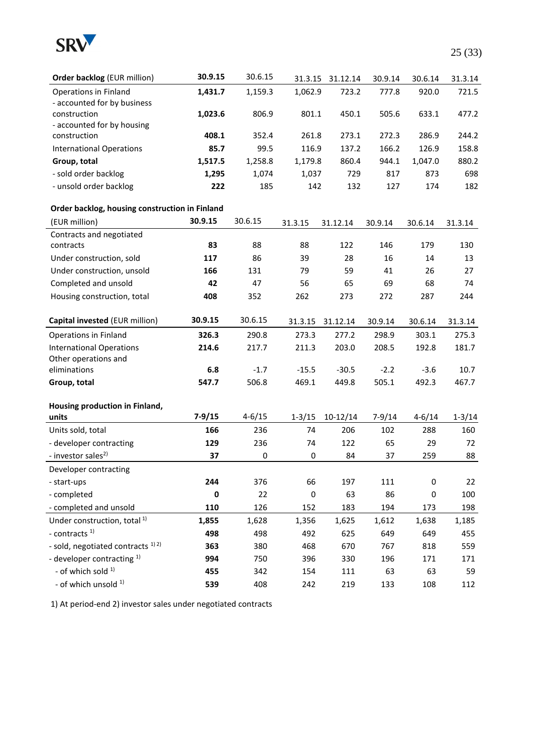| **Order backlog** (EUR million) | **30.9.15** | 30.6.15 | 31.3.15 | 31.12.14 | 30.9.14 | 30.6.14 | 31.3.14 |
|---|---|---|---|---|---|---|---|
| Operations in Finland | **1,431.7** | 1,159.3 | 1,062.9 | 723.2 | 777.8 | 920.0 | 721.5 |
| - accounted for by business construction | **1,023.6** | 806.9 | 801.1 | 450.1 | 505.6 | 633.1 | 477.2 |
| - accounted for by housing construction | **408.1** | 352.4 | 261.8 | 273.1 | 272.3 | 286.9 | 244.2 |
| International Operations | **85.7** | 99.5 | 116.9 | 137.2 | 166.2 | 126.9 | 158.8 |
| **Group, total** | **1,517.5** | 1,258.8 | 1,179.8 | 860.4 | 944.1 | 1,047.0 | 880.2 |
| - sold order backlog | **1,295** | 1,074 | 1,037 | 729 | 817 | 873 | 698 |
| - unsold order backlog | **222** | 185 | 142 | 132 | 127 | 174 | 182 |

| **Order backlog, housing construction in Finland** (EUR million) | **30.9.15** | 30.6.15 | 31.3.15 | 31.12.14 | 30.9.14 | 30.6.14 | 31.3.14 |
|---|---|---|---|---|---|---|---|
| Contracts and negotiated contracts | **83** | 88 | 88 | 122 | 146 | 179 | 130 |
| Under construction, sold | **117** | 86 | 39 | 28 | 16 | 14 | 13 |
| Under construction, unsold | **166** | 131 | 79 | 59 | 41 | 26 | 27 |
| Completed and unsold | **42** | 47 | 56 | 65 | 69 | 68 | 74 |
| Housing construction, total | **408** | 352 | 262 | 273 | 272 | 287 | 244 |

| **Capital invested** (EUR million) | **30.9.15** | 30.6.15 | 31.3.15 | 31.12.14 | 30.9.14 | 30.6.14 | 31.3.14 |
|---|---|---|---|---|---|---|---|
| Operations in Finland | **326.3** | 290.8 | 273.3 | 277.2 | 298.9 | 303.1 | 275.3 |
| International Operations | **214.6** | 217.7 | 211.3 | 203.0 | 208.5 | 192.8 | 181.7 |
| Other operations and eliminations | **6.8** | -1.7 | -15.5 | -30.5 | -2.2 | -3.6 | 10.7 |
| **Group, total** | **547.7** | 506.8 | 469.1 | 449.8 | 505.1 | 492.3 | 467.7 |

| **Housing production in Finland, units** | **7-9/15** | 4-6/15 | 1-3/15 | 10-12/14 | 7-9/14 | 4-6/14 | 1-3/14 |
|---|---|---|---|---|---|---|---|
| Units sold, total | **166** | 236 | 74 | 206 | 102 | 288 | 160 |
| - developer contracting | **129** | 236 | 74 | 122 | 65 | 29 | 72 |
| - investor sales[2] | **37** | 0 | 0 | 84 | 37 | 259 | 88 |
| Developer contracting | | | | | | | |
| - start-ups | **244** | 376 | 66 | 197 | 111 | 0 | 22 |
| - completed | **0** | 22 | 0 | 63 | 86 | 0 | 100 |
| - completed and unsold | **110** | 126 | 152 | 183 | 194 | 173 | 198 |
| Under construction, total [1] | **1,855** | 1,628 | 1,356 | 1,625 | 1,612 | 1,638 | 1,185 |
| - contracts [1] | **498** | 498 | 492 | 625 | 649 | 649 | 455 |
| - sold, negotiated contracts [1] [2] | **363** | 380 | 468 | 670 | 767 | 818 | 559 |
| - developer contracting [1] | **994** | 750 | 396 | 330 | 196 | 171 | 171 |
| - of which sold [1] | **455** | 342 | 154 | 111 | 63 | 63 | 59 |
| - of which unsold [1] | **539** | 408 | 242 | 219 | 133 | 108 | 112 |

1) At period-end 2) investor sales under negotiated contracts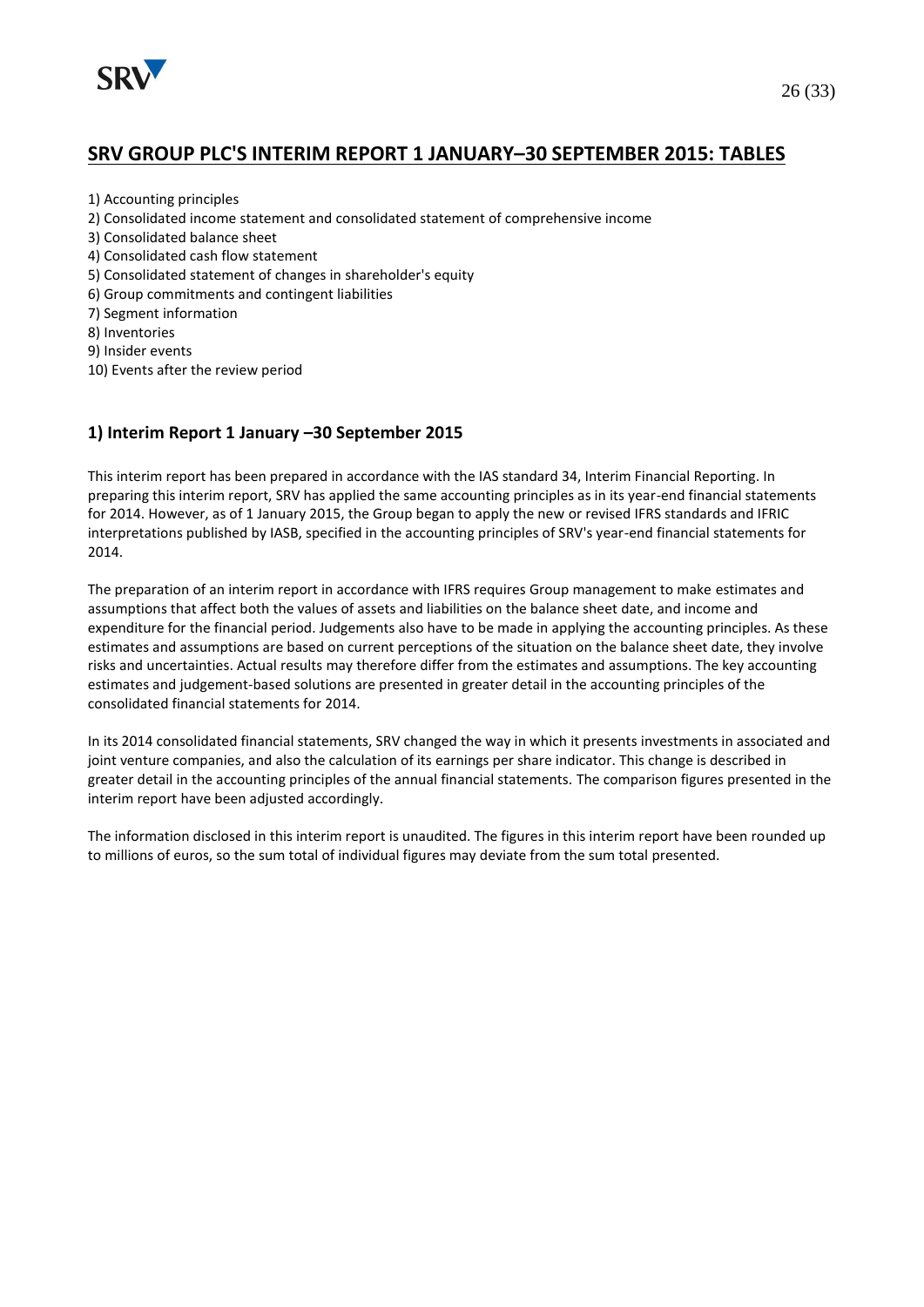# SRV GROUP PLC'S INTERIM REPORT 1 JANUARY–30 SEPTEMBER 2015: TABLES

1) Accounting principles
2) Consolidated income statement and consolidated statement of comprehensive income
3) Consolidated balance sheet
4) Consolidated cash flow statement
5) Consolidated statement of changes in shareholder's equity
6) Group commitments and contingent liabilities
7) Segment information
8) Inventories
9) Insider events
10) Events after the review period

## 1) Interim Report 1 January –30 September 2015

This interim report has been prepared in accordance with the IAS standard 34, Interim Financial Reporting. In preparing this interim report, SRV has applied the same accounting principles as in its year-end financial statements for 2014. However, as of 1 January 2015, the Group began to apply the new or revised IFRS standards and IFRIC interpretations published by IASB, specified in the accounting principles of SRV's year-end financial statements for 2014.

The preparation of an interim report in accordance with IFRS requires Group management to make estimates and assumptions that affect both the values of assets and liabilities on the balance sheet date, and income and expenditure for the financial period. Judgements also have to be made in applying the accounting principles. As these estimates and assumptions are based on current perceptions of the situation on the balance sheet date, they involve risks and uncertainties. Actual results may therefore differ from the estimates and assumptions. The key accounting estimates and judgement-based solutions are presented in greater detail in the accounting principles of the consolidated financial statements for 2014.

In its 2014 consolidated financial statements, SRV changed the way in which it presents investments in associated and joint venture companies, and also the calculation of its earnings per share indicator. This change is described in greater detail in the accounting principles of the annual financial statements. The comparison figures presented in the interim report have been adjusted accordingly.

The information disclosed in this interim report is unaudited. The figures in this interim report have been rounded up to millions of euros, so the sum total of individual figures may deviate from the sum total presented.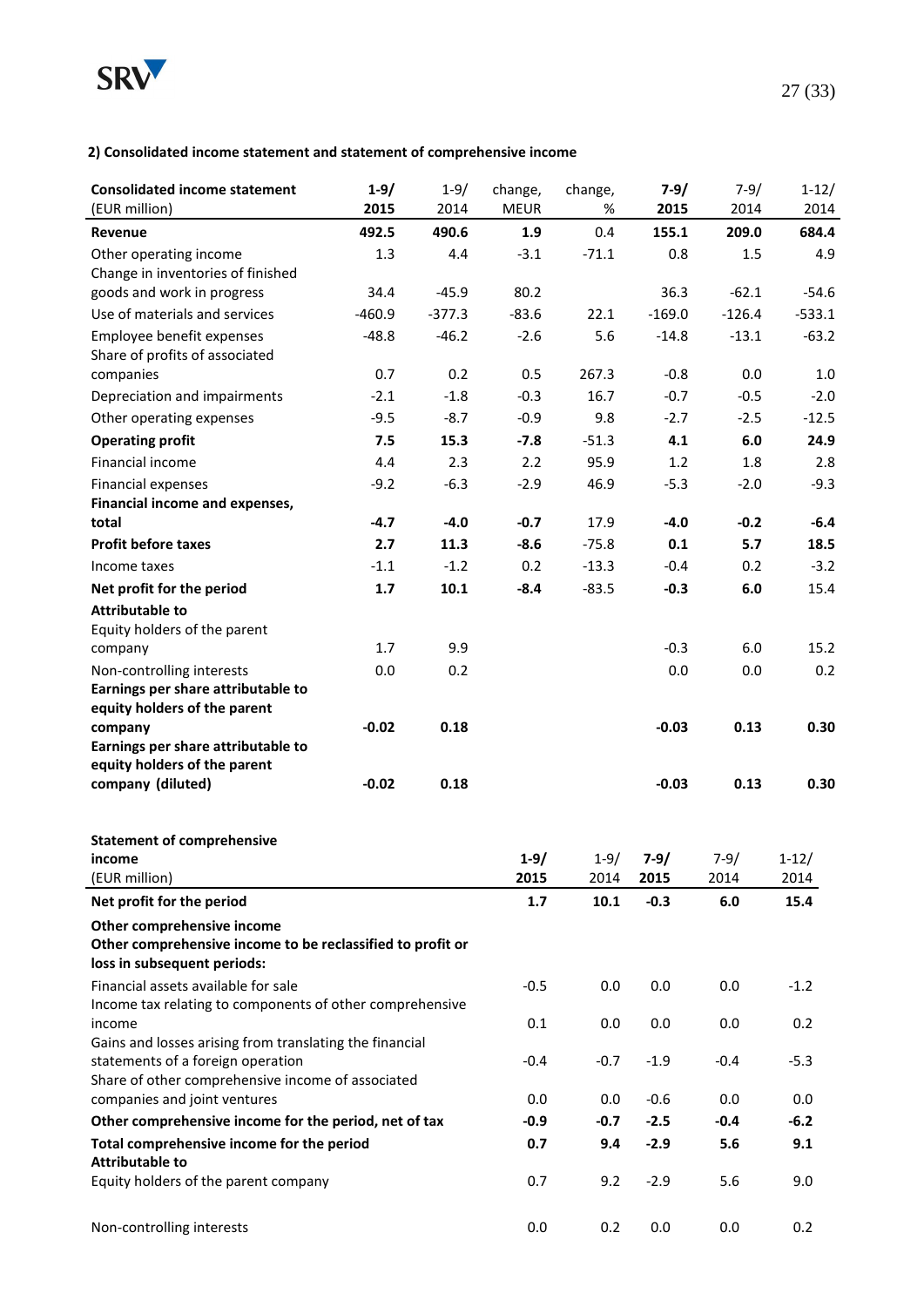## 2) Consolidated income statement and statement of comprehensive income

| Consolidated income statement (EUR million) | 1-9/ 2015 | 1-9/ 2014 | change, MEUR | change, % | 7-9/ 2015 | 7-9/ 2014 | 1-12/ 2014 |
|---|---|---|---|---|---|---|---|
| **Revenue** | **492.5** | **490.6** | **1.9** | 0.4 | **155.1** | **209.0** | **684.4** |
| Other operating income | 1.3 | 4.4 | -3.1 | -71.1 | 0.8 | 1.5 | 4.9 |
| Change in inventories of finished goods and work in progress | 34.4 | -45.9 | 80.2 | | 36.3 | -62.1 | -54.6 |
| Use of materials and services | -460.9 | -377.3 | -83.6 | 22.1 | -169.0 | -126.4 | -533.1 |
| Employee benefit expenses | -48.8 | -46.2 | -2.6 | 5.6 | -14.8 | -13.1 | -63.2 |
| Share of profits of associated companies | 0.7 | 0.2 | 0.5 | 267.3 | -0.8 | 0.0 | 1.0 |
| Depreciation and impairments | -2.1 | -1.8 | -0.3 | 16.7 | -0.7 | -0.5 | -2.0 |
| Other operating expenses | -9.5 | -8.7 | -0.9 | 9.8 | -2.7 | -2.5 | -12.5 |
| **Operating profit** | **7.5** | **15.3** | **-7.8** | -51.3 | **4.1** | **6.0** | **24.9** |
| Financial income | 4.4 | 2.3 | 2.2 | 95.9 | 1.2 | 1.8 | 2.8 |
| Financial expenses | -9.2 | -6.3 | -2.9 | 46.9 | -5.3 | -2.0 | -9.3 |
| **Financial income and expenses, total** | **-4.7** | **-4.0** | **-0.7** | 17.9 | **-4.0** | **-0.2** | **-6.4** |
| **Profit before taxes** | **2.7** | **11.3** | **-8.6** | -75.8 | **0.1** | **5.7** | **18.5** |
| Income taxes | -1.1 | -1.2 | 0.2 | -13.3 | -0.4 | 0.2 | -3.2 |
| **Net profit for the period** | **1.7** | **10.1** | **-8.4** | -83.5 | **-0.3** | **6.0** | **15.4** |
| **Attributable to** | | | | | | | |
| Equity holders of the parent company | 1.7 | 9.9 | | | -0.3 | 6.0 | 15.2 |
| Non-controlling interests | 0.0 | 0.2 | | | 0.0 | 0.0 | 0.2 |
| **Earnings per share attributable to equity holders of the parent company** | **-0.02** | **0.18** | | | **-0.03** | **0.13** | **0.30** |
| **Earnings per share attributable to equity holders of the parent company (diluted)** | **-0.02** | **0.18** | | | **-0.03** | **0.13** | **0.30** |

| Statement of comprehensive income (EUR million) | 1-9/ 2015 | 1-9/ 2014 | 7-9/ 2015 | 7-9/ 2014 | 1-12/ 2014 |
|---|---|---|---|---|---|
| **Net profit for the period** | **1.7** | **10.1** | **-0.3** | **6.0** | **15.4** |
| **Other comprehensive income** | | | | | |
| **Other comprehensive income to be reclassified to profit or loss in subsequent periods:** | | | | | |
| Financial assets available for sale | -0.5 | 0.0 | 0.0 | 0.0 | -1.2 |
| Income tax relating to components of other comprehensive income | 0.1 | 0.0 | 0.0 | 0.0 | 0.2 |
| Gains and losses arising from translating the financial statements of a foreign operation | -0.4 | -0.7 | -1.9 | -0.4 | -5.3 |
| Share of other comprehensive income of associated companies and joint ventures | 0.0 | 0.0 | -0.6 | 0.0 | 0.0 |
| **Other comprehensive income for the period, net of tax** | **-0.9** | **-0.7** | **-2.5** | **-0.4** | **-6.2** |
| **Total comprehensive income for the period** | **0.7** | **9.4** | **-2.9** | **5.6** | **9.1** |
| **Attributable to** | | | | | |
| Equity holders of the parent company | 0.7 | 9.2 | -2.9 | 5.6 | 9.0 |
| Non-controlling interests | 0.0 | 0.2 | 0.0 | 0.0 | 0.2 |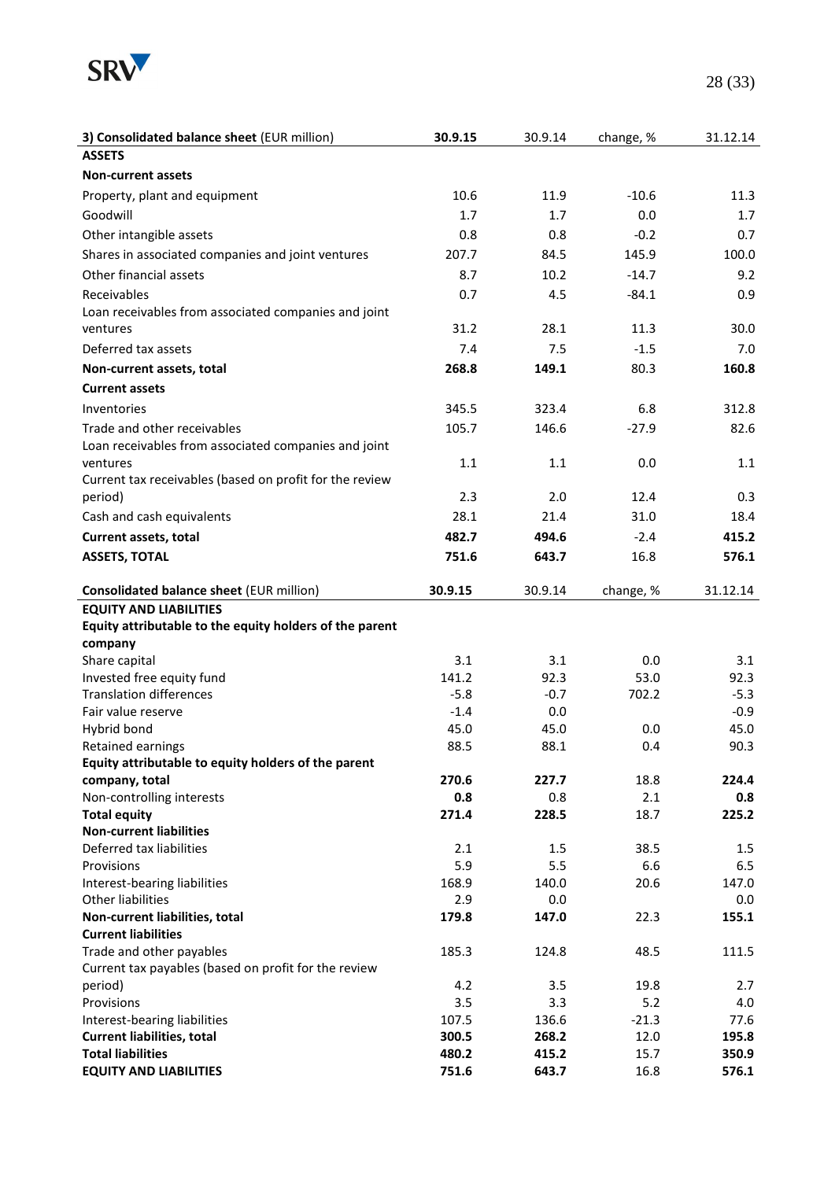| **3) Consolidated balance sheet** (EUR million) | **30.9.15** | 30.9.14 | change, % | 31.12.14 |
|---|---|---|---|---|
| **ASSETS** | | | | |
| **Non-current assets** | | | | |
| Property, plant and equipment | 10.6 | 11.9 | -10.6 | 11.3 |
| Goodwill | 1.7 | 1.7 | 0.0 | 1.7 |
| Other intangible assets | 0.8 | 0.8 | -0.2 | 0.7 |
| Shares in associated companies and joint ventures | 207.7 | 84.5 | 145.9 | 100.0 |
| Other financial assets | 8.7 | 10.2 | -14.7 | 9.2 |
| Receivables | 0.7 | 4.5 | -84.1 | 0.9 |
| Loan receivables from associated companies and joint ventures | 31.2 | 28.1 | 11.3 | 30.0 |
| Deferred tax assets | 7.4 | 7.5 | -1.5 | 7.0 |
| **Non-current assets, total** | **268.8** | **149.1** | 80.3 | **160.8** |
| **Current assets** | | | | |
| Inventories | 345.5 | 323.4 | 6.8 | 312.8 |
| Trade and other receivables | 105.7 | 146.6 | -27.9 | 82.6 |
| Loan receivables from associated companies and joint ventures | 1.1 | 1.1 | 0.0 | 1.1 |
| Current tax receivables (based on profit for the review period) | 2.3 | 2.0 | 12.4 | 0.3 |
| Cash and cash equivalents | 28.1 | 21.4 | 31.0 | 18.4 |
| **Current assets, total** | **482.7** | **494.6** | -2.4 | **415.2** |
| **ASSETS, TOTAL** | **751.6** | **643.7** | 16.8 | **576.1** |

| **Consolidated balance sheet** (EUR million) | **30.9.15** | 30.9.14 | change, % | 31.12.14 |
|---|---|---|---|---|
| **EQUITY AND LIABILITIES** | | | | |
| **Equity attributable to the equity holders of the parent company** | | | | |
| Share capital | 3.1 | 3.1 | 0.0 | 3.1 |
| Invested free equity fund | 141.2 | 92.3 | 53.0 | 92.3 |
| Translation differences | -5.8 | -0.7 | 702.2 | -5.3 |
| Fair value reserve | -1.4 | 0.0 | | -0.9 |
| Hybrid bond | 45.0 | 45.0 | 0.0 | 45.0 |
| Retained earnings | 88.5 | 88.1 | 0.4 | 90.3 |
| **Equity attributable to equity holders of the parent company, total** | **270.6** | **227.7** | 18.8 | **224.4** |
| Non-controlling interests | **0.8** | 0.8 | 2.1 | **0.8** |
| **Total equity** | **271.4** | **228.5** | 18.7 | **225.2** |
| **Non-current liabilities** | | | | |
| Deferred tax liabilities | 2.1 | 1.5 | 38.5 | 1.5 |
| Provisions | 5.9 | 5.5 | 6.6 | 6.5 |
| Interest-bearing liabilities | 168.9 | 140.0 | 20.6 | 147.0 |
| Other liabilities | 2.9 | 0.0 | | 0.0 |
| **Non-current liabilities, total** | **179.8** | **147.0** | 22.3 | **155.1** |
| **Current liabilities** | | | | |
| Trade and other payables | 185.3 | 124.8 | 48.5 | 111.5 |
| Current tax payables (based on profit for the review period) | 4.2 | 3.5 | 19.8 | 2.7 |
| Provisions | 3.5 | 3.3 | 5.2 | 4.0 |
| Interest-bearing liabilities | 107.5 | 136.6 | -21.3 | 77.6 |
| **Current liabilities, total** | **300.5** | **268.2** | 12.0 | **195.8** |
| **Total liabilities** | **480.2** | **415.2** | 15.7 | **350.9** |
| **EQUITY AND LIABILITIES** | **751.6** | **643.7** | 16.8 | **576.1** |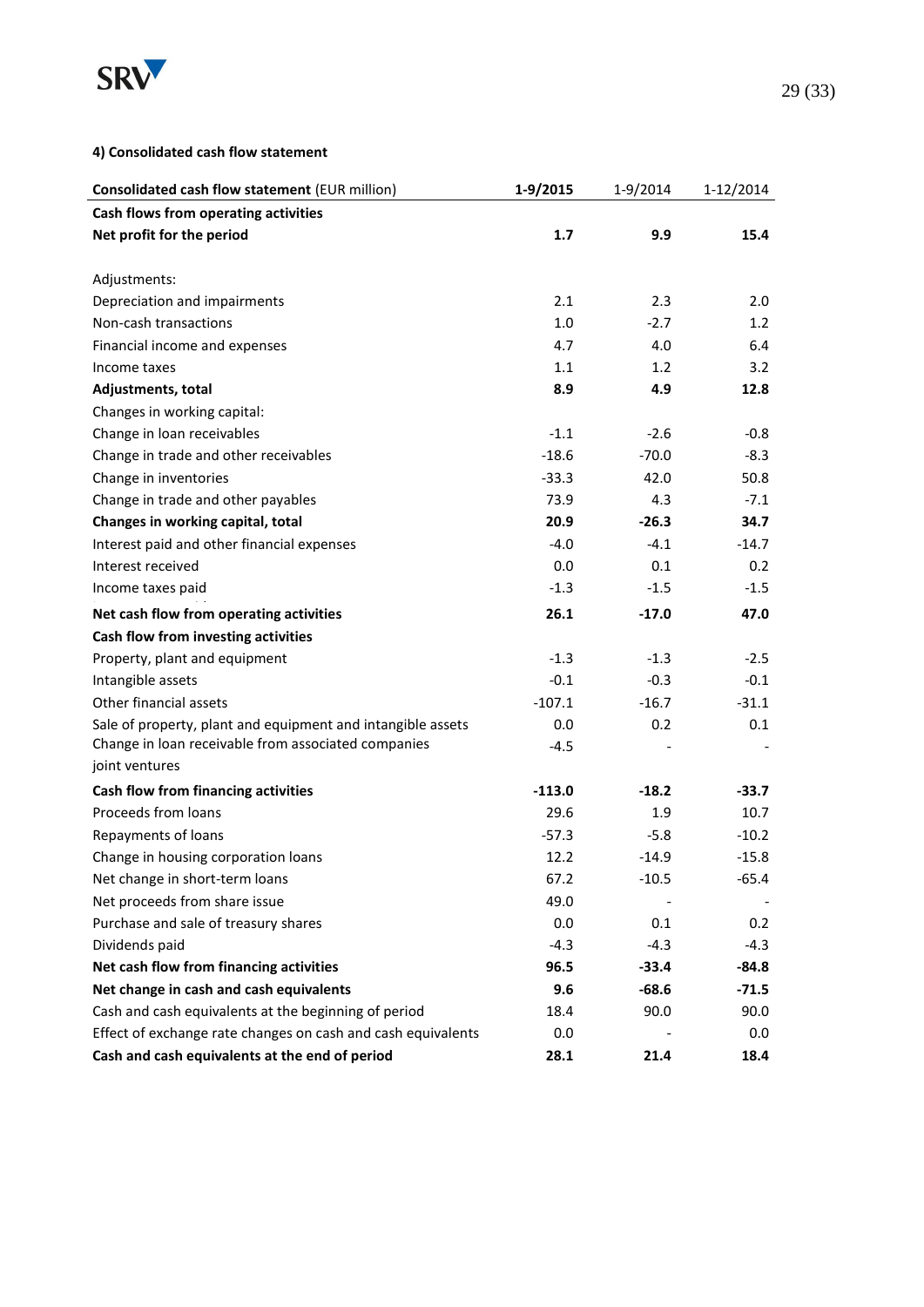#### 4) Consolidated cash flow statement

| **Consolidated cash flow statement** (EUR million) | **1-9/2015** | 1-9/2014 | 1-12/2014 |
|---|---|---|---|
| **Cash flows from operating activities** | | | |
| **Net profit for the period** | **1.7** | **9.9** | **15.4** |
| | | | |
| Adjustments: | | | |
| Depreciation and impairments | 2.1 | 2.3 | 2.0 |
| Non-cash transactions | 1.0 | -2.7 | 1.2 |
| Financial income and expenses | 4.7 | 4.0 | 6.4 |
| Income taxes | 1.1 | 1.2 | 3.2 |
| **Adjustments, total** | **8.9** | **4.9** | **12.8** |
| Changes in working capital: | | | |
| Change in loan receivables | -1.1 | -2.6 | -0.8 |
| Change in trade and other receivables | -18.6 | -70.0 | -8.3 |
| Change in inventories | -33.3 | 42.0 | 50.8 |
| Change in trade and other payables | 73.9 | 4.3 | -7.1 |
| **Changes in working capital, total** | **20.9** | **-26.3** | **34.7** |
| Interest paid and other financial expenses | -4.0 | -4.1 | -14.7 |
| Interest received | 0.0 | 0.1 | 0.2 |
| Income taxes paid | -1.3 | -1.5 | -1.5 |
| **Net cash flow from operating activities** | **26.1** | **-17.0** | **47.0** |
| **Cash flow from investing activities** | | | |
| Property, plant and equipment | -1.3 | -1.3 | -2.5 |
| Intangible assets | -0.1 | -0.3 | -0.1 |
| Other financial assets | -107.1 | -16.7 | -31.1 |
| Sale of property, plant and equipment and intangible assets | 0.0 | 0.2 | 0.1 |
| Change in loan receivable from associated companies joint ventures | -4.5 | - | - |
| **Cash flow from financing activities** | **-113.0** | **-18.2** | **-33.7** |
| Proceeds from loans | 29.6 | 1.9 | 10.7 |
| Repayments of loans | -57.3 | -5.8 | -10.2 |
| Change in housing corporation loans | 12.2 | -14.9 | -15.8 |
| Net change in short-term loans | 67.2 | -10.5 | -65.4 |
| Net proceeds from share issue | 49.0 | - | - |
| Purchase and sale of treasury shares | 0.0 | 0.1 | 0.2 |
| Dividends paid | -4.3 | -4.3 | -4.3 |
| **Net cash flow from financing activities** | **96.5** | **-33.4** | **-84.8** |
| **Net change in cash and cash equivalents** | **9.6** | **-68.6** | **-71.5** |
| Cash and cash equivalents at the beginning of period | 18.4 | 90.0 | 90.0 |
| Effect of exchange rate changes on cash and cash equivalents | 0.0 | - | 0.0 |
| **Cash and cash equivalents at the end of period** | **28.1** | **21.4** | **18.4** |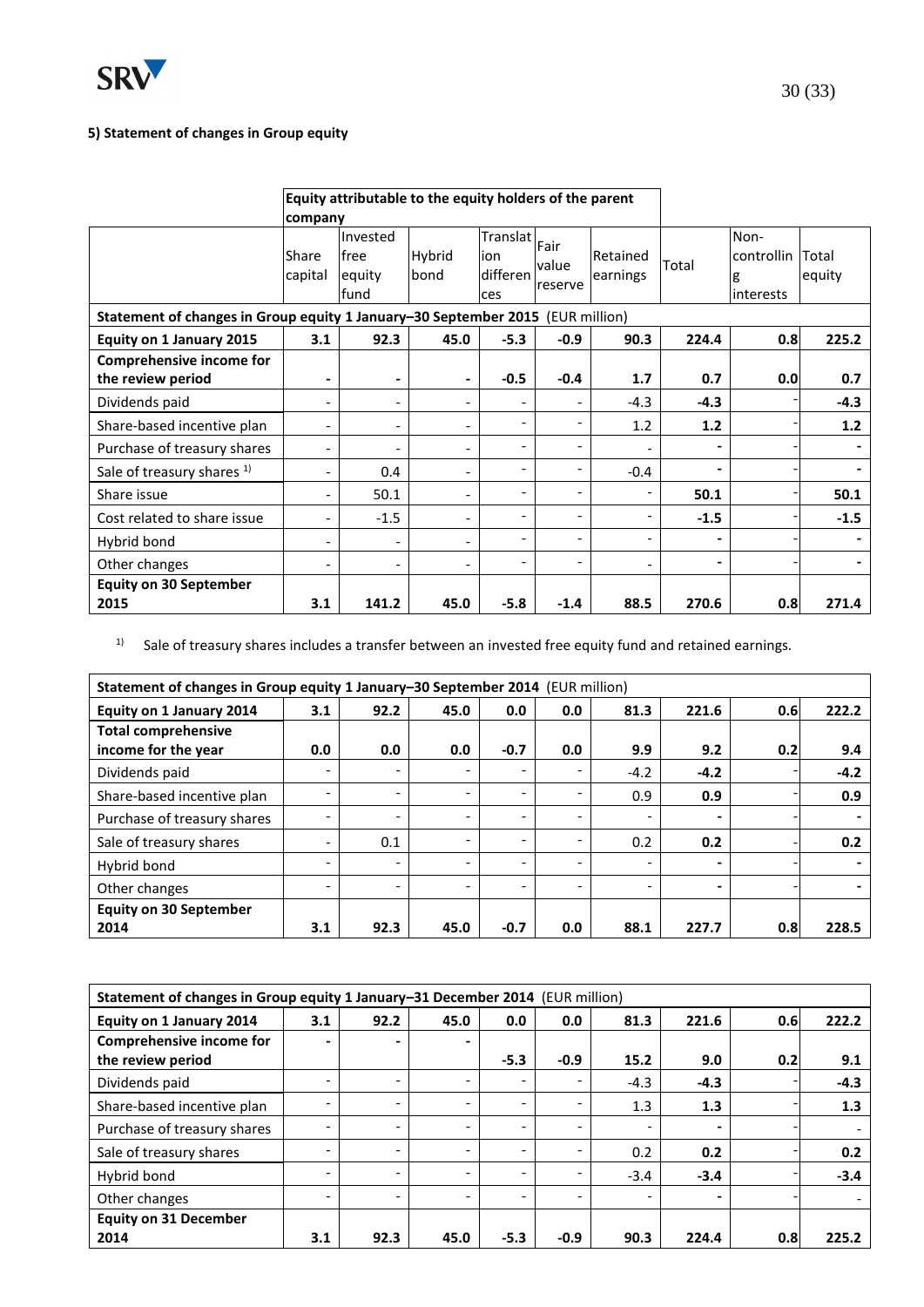### 5) Statement of changes in Group equity

| | Equity attributable to the equity holders of the parent company | | | | | | | | |
|---|---|---|---|---|---|---|---|---|---|
| | Share capital | Invested free equity fund | Hybrid bond | Translation differences | Fair value reserve | Retained earnings | Total | Non-controlling interests | Total equity |
| **Statement of changes in Group equity 1 January–30 September 2015** (EUR million) | | | | | | | | | |
| **Equity on 1 January 2015** | **3.1** | **92.3** | **45.0** | **-5.3** | **-0.9** | **90.3** | **224.4** | **0.8** | **225.2** |
| **Comprehensive income for the review period** | **-** | **-** | **-** | **-0.5** | **-0.4** | **1.7** | **0.7** | **0.0** | **0.7** |
| Dividends paid | - | - | - | - | - | -4.3 | **-4.3** | - | **-4.3** |
| Share-based incentive plan | - | - | - | - | - | 1.2 | **1.2** | - | **1.2** |
| Purchase of treasury shares | - | - | - | - | - | - | **-** | - | **-** |
| Sale of treasury shares [1] | - | 0.4 | - | - | - | -0.4 | **-** | - | **-** |
| Share issue | - | 50.1 | - | - | - | - | **50.1** | - | **50.1** |
| Cost related to share issue | - | -1.5 | - | - | - | - | **-1.5** | - | **-1.5** |
| Hybrid bond | - | - | - | - | - | - | **-** | - | **-** |
| Other changes | - | - | - | - | - | - | **-** | - | **-** |
| **Equity on 30 September 2015** | **3.1** | **141.2** | **45.0** | **-5.8** | **-1.4** | **88.5** | **270.6** | **0.8** | **271.4** |

[1] Sale of treasury shares includes a transfer between an invested free equity fund and retained earnings.

| **Statement of changes in Group equity 1 January–30 September 2014** (EUR million) | | | | | | | | | |
|---|---|---|---|---|---|---|---|---|---|
| **Equity on 1 January 2014** | **3.1** | **92.2** | **45.0** | **0.0** | **0.0** | **81.3** | **221.6** | **0.6** | **222.2** |
| **Total comprehensive income for the year** | **0.0** | **0.0** | **0.0** | **-0.7** | **0.0** | **9.9** | **9.2** | **0.2** | **9.4** |
| Dividends paid | - | - | - | - | - | -4.2 | **-4.2** | - | **-4.2** |
| Share-based incentive plan | - | - | - | - | - | 0.9 | **0.9** | - | **0.9** |
| Purchase of treasury shares | - | - | - | - | - | - | **-** | - | **-** |
| Sale of treasury shares | - | 0.1 | - | - | - | 0.2 | **0.2** | - | **0.2** |
| Hybrid bond | - | - | - | - | - | - | **-** | - | **-** |
| Other changes | - | - | - | - | - | - | **-** | - | **-** |
| **Equity on 30 September 2014** | **3.1** | **92.3** | **45.0** | **-0.7** | **0.0** | **88.1** | **227.7** | **0.8** | **228.5** |

| **Statement of changes in Group equity 1 January–31 December 2014** (EUR million) | | | | | | | | | |
|---|---|---|---|---|---|---|---|---|---|
| **Equity on 1 January 2014** | **3.1** | **92.2** | **45.0** | **0.0** | **0.0** | **81.3** | **221.6** | **0.6** | **222.2** |
| **Comprehensive income for the review period** | **-** | **-** | **-** | **-5.3** | **-0.9** | **15.2** | **9.0** | **0.2** | **9.1** |
| Dividends paid | - | - | - | - | - | -4.3 | **-4.3** | - | **-4.3** |
| Share-based incentive plan | - | - | - | - | - | 1.3 | **1.3** | - | **1.3** |
| Purchase of treasury shares | - | - | - | - | - | - | **-** | - | - |
| Sale of treasury shares | - | - | - | - | - | 0.2 | **0.2** | - | **0.2** |
| Hybrid bond | - | - | - | - | - | -3.4 | **-3.4** | - | **-3.4** |
| Other changes | - | - | - | - | - | - | **-** | - | - |
| **Equity on 31 December 2014** | **3.1** | **92.3** | **45.0** | **-5.3** | **-0.9** | **90.3** | **224.4** | **0.8** | **225.2** |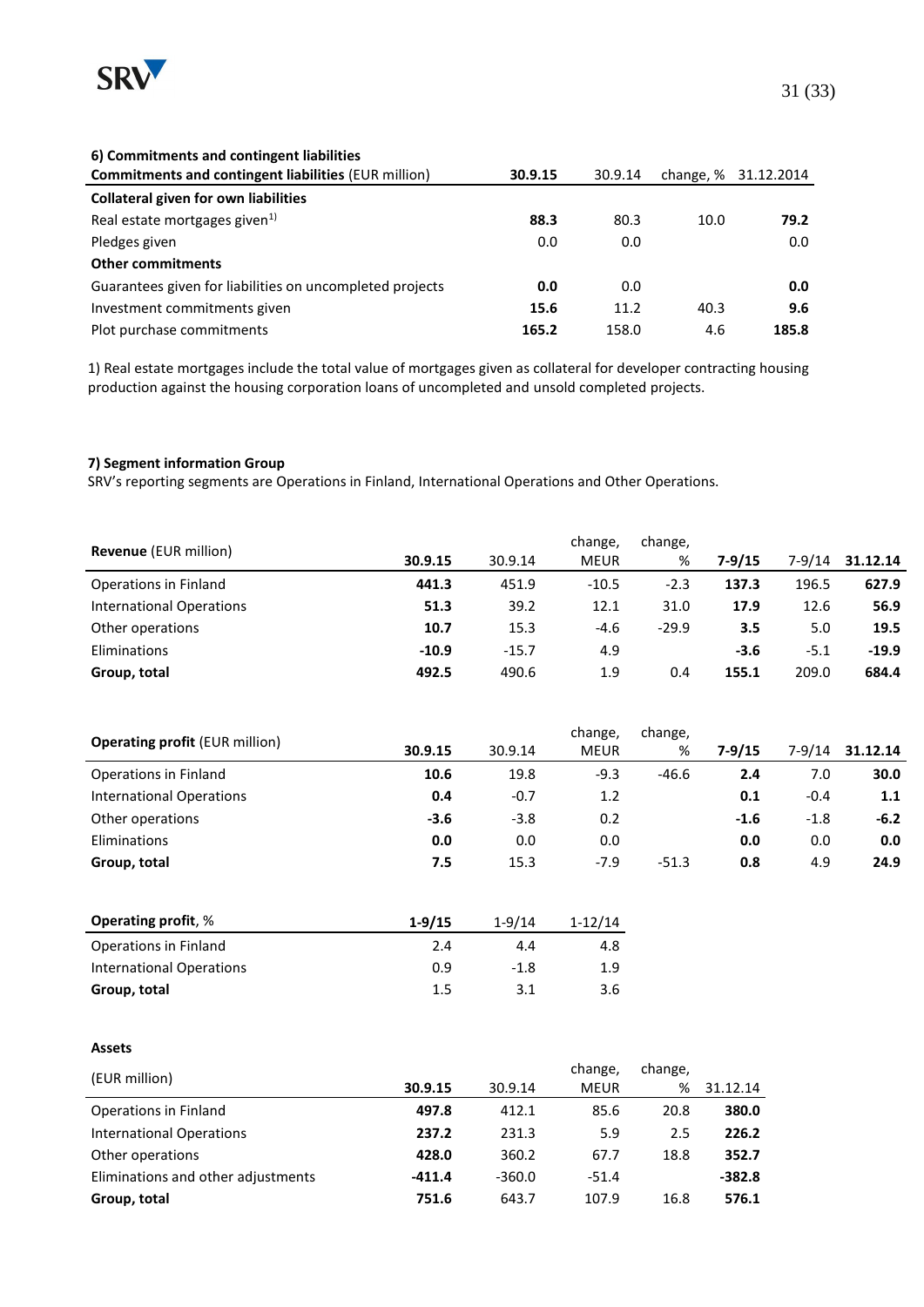### 6) Commitments and contingent liabilities

| **Commitments and contingent liabilities** (EUR million) | **30.9.15** | 30.9.14 | change, % | 31.12.2014 |
|---|---|---|---|---|
| **Collateral given for own liabilities** | | | | |
| Real estate mortgages given[1] | **88.3** | 80.3 | 10.0 | **79.2** |
| Pledges given | 0.0 | 0.0 | | 0.0 |
| **Other commitments** | | | | |
| Guarantees given for liabilities on uncompleted projects | **0.0** | 0.0 | | **0.0** |
| Investment commitments given | **15.6** | 11.2 | 40.3 | **9.6** |
| Plot purchase commitments | **165.2** | 158.0 | 4.6 | **185.8** |

1) Real estate mortgages include the total value of mortgages given as collateral for developer contracting housing production against the housing corporation loans of uncompleted and unsold completed projects.

### 7) Segment information Group

SRV's reporting segments are Operations in Finland, International Operations and Other Operations.

| **Revenue** (EUR million) | **30.9.15** | 30.9.14 | change, MEUR | change, % | **7-9/15** | 7-9/14 | **31.12.14** |
|---|---|---|---|---|---|---|---|
| Operations in Finland | **441.3** | 451.9 | -10.5 | -2.3 | **137.3** | 196.5 | **627.9** |
| International Operations | **51.3** | 39.2 | 12.1 | 31.0 | **17.9** | 12.6 | **56.9** |
| Other operations | **10.7** | 15.3 | -4.6 | -29.9 | **3.5** | 5.0 | **19.5** |
| Eliminations | **-10.9** | -15.7 | 4.9 | | **-3.6** | -5.1 | **-19.9** |
| **Group, total** | **492.5** | 490.6 | 1.9 | 0.4 | **155.1** | 209.0 | **684.4** |

| **Operating profit** (EUR million) | **30.9.15** | 30.9.14 | change, MEUR | change, % | **7-9/15** | 7-9/14 | **31.12.14** |
|---|---|---|---|---|---|---|---|
| Operations in Finland | **10.6** | 19.8 | -9.3 | -46.6 | **2.4** | 7.0 | **30.0** |
| International Operations | **0.4** | -0.7 | 1.2 | | **0.1** | -0.4 | **1.1** |
| Other operations | **-3.6** | -3.8 | 0.2 | | **-1.6** | -1.8 | **-6.2** |
| Eliminations | **0.0** | 0.0 | 0.0 | | **0.0** | 0.0 | **0.0** |
| **Group, total** | **7.5** | 15.3 | -7.9 | -51.3 | **0.8** | 4.9 | **24.9** |

| **Operating profit**, % | **1-9/15** | 1-9/14 | 1-12/14 |
|---|---|---|---|
| Operations in Finland | 2.4 | 4.4 | 4.8 |
| International Operations | 0.9 | -1.8 | 1.9 |
| **Group, total** | 1.5 | 3.1 | 3.6 |

**Assets**

| (EUR million) | **30.9.15** | 30.9.14 | change, MEUR | change, % | 31.12.14 |
|---|---|---|---|---|---|
| Operations in Finland | **497.8** | 412.1 | 85.6 | 20.8 | **380.0** |
| International Operations | **237.2** | 231.3 | 5.9 | 2.5 | **226.2** |
| Other operations | **428.0** | 360.2 | 67.7 | 18.8 | **352.7** |
| Eliminations and other adjustments | **-411.4** | -360.0 | -51.4 | | **-382.8** |
| **Group, total** | **751.6** | 643.7 | 107.9 | 16.8 | **576.1** |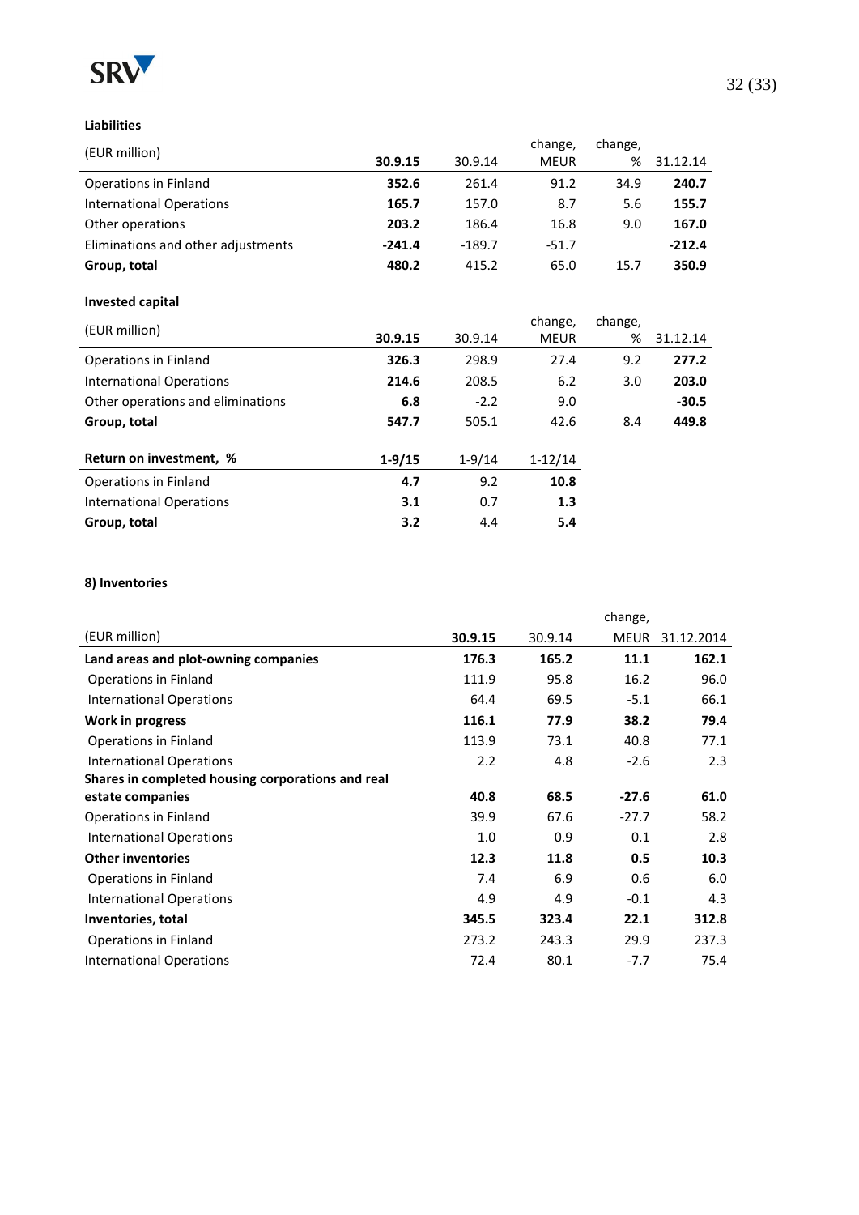**Liabilities**

| (EUR million) | 30.9.15 | 30.9.14 | change, MEUR | change, % | 31.12.14 |
|---|---|---|---|---|---|
| Operations in Finland | **352.6** | 261.4 | 91.2 | 34.9 | **240.7** |
| International Operations | **165.7** | 157.0 | 8.7 | 5.6 | **155.7** |
| Other operations | **203.2** | 186.4 | 16.8 | 9.0 | **167.0** |
| Eliminations and other adjustments | **-241.4** | -189.7 | -51.7 | | **-212.4** |
| **Group, total** | **480.2** | 415.2 | 65.0 | 15.7 | **350.9** |

**Invested capital**

| (EUR million) | 30.9.15 | 30.9.14 | change, MEUR | change, % | 31.12.14 |
|---|---|---|---|---|---|
| Operations in Finland | **326.3** | 298.9 | 27.4 | 9.2 | **277.2** |
| International Operations | **214.6** | 208.5 | 6.2 | 3.0 | **203.0** |
| Other operations and eliminations | **6.8** | -2.2 | 9.0 | | **-30.5** |
| **Group, total** | **547.7** | 505.1 | 42.6 | 8.4 | **449.8** |

| **Return on investment, %** | **1-9/15** | 1-9/14 | 1-12/14 |
|---|---|---|---|
| Operations in Finland | **4.7** | 9.2 | **10.8** |
| International Operations | **3.1** | 0.7 | **1.3** |
| **Group, total** | **3.2** | 4.4 | **5.4** |

**8) Inventories**

| (EUR million) | 30.9.15 | 30.9.14 | change, MEUR | 31.12.2014 |
|---|---|---|---|---|
| **Land areas and plot-owning companies** | **176.3** | **165.2** | **11.1** | **162.1** |
| Operations in Finland | 111.9 | 95.8 | 16.2 | 96.0 |
| International Operations | 64.4 | 69.5 | -5.1 | 66.1 |
| **Work in progress** | **116.1** | **77.9** | **38.2** | **79.4** |
| Operations in Finland | 113.9 | 73.1 | 40.8 | 77.1 |
| International Operations | 2.2 | 4.8 | -2.6 | 2.3 |
| **Shares in completed housing corporations and real estate companies** | **40.8** | **68.5** | **-27.6** | **61.0** |
| Operations in Finland | 39.9 | 67.6 | -27.7 | 58.2 |
| International Operations | 1.0 | 0.9 | 0.1 | 2.8 |
| **Other inventories** | **12.3** | **11.8** | **0.5** | **10.3** |
| Operations in Finland | 7.4 | 6.9 | 0.6 | 6.0 |
| International Operations | 4.9 | 4.9 | -0.1 | 4.3 |
| **Inventories, total** | **345.5** | **323.4** | **22.1** | **312.8** |
| Operations in Finland | 273.2 | 243.3 | 29.9 | 237.3 |
| International Operations | 72.4 | 80.1 | -7.7 | 75.4 |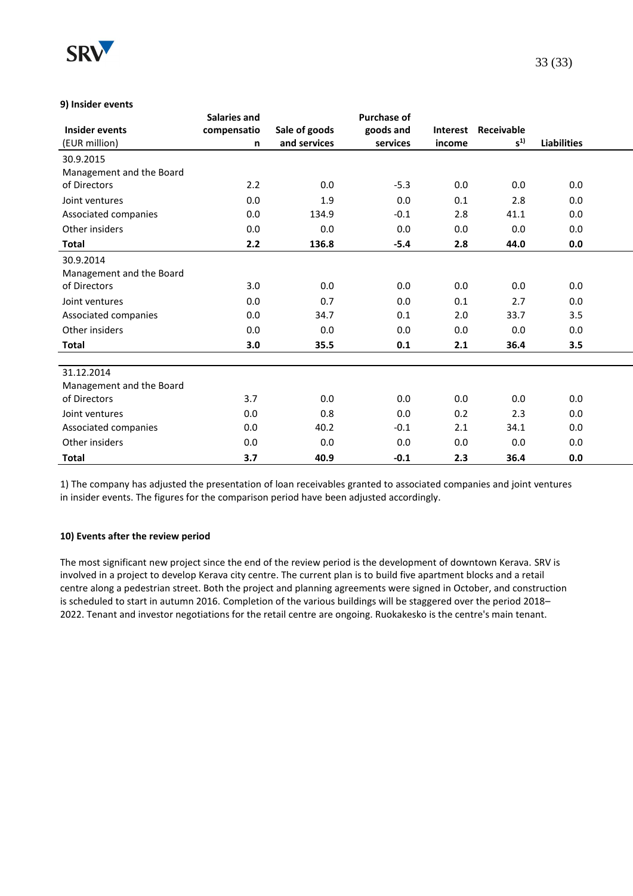### 9) Insider events

| Insider events (EUR million) | Salaries and compensation | Sale of goods and services | Purchase of goods and services | Interest income | Receivables[1] | Liabilities |
|---|---|---|---|---|---|---|
| 30.9.2015 | | | | | | |
| Management and the Board of Directors | 2.2 | 0.0 | -5.3 | 0.0 | 0.0 | 0.0 |
| Joint ventures | 0.0 | 1.9 | 0.0 | 0.1 | 2.8 | 0.0 |
| Associated companies | 0.0 | 134.9 | -0.1 | 2.8 | 41.1 | 0.0 |
| Other insiders | 0.0 | 0.0 | 0.0 | 0.0 | 0.0 | 0.0 |
| **Total** | **2.2** | **136.8** | **-5.4** | **2.8** | **44.0** | **0.0** |
| 30.9.2014 | | | | | | |
| Management and the Board of Directors | 3.0 | 0.0 | 0.0 | 0.0 | 0.0 | 0.0 |
| Joint ventures | 0.0 | 0.7 | 0.0 | 0.1 | 2.7 | 0.0 |
| Associated companies | 0.0 | 34.7 | 0.1 | 2.0 | 33.7 | 3.5 |
| Other insiders | 0.0 | 0.0 | 0.0 | 0.0 | 0.0 | 0.0 |
| **Total** | **3.0** | **35.5** | **0.1** | **2.1** | **36.4** | **3.5** |
| 31.12.2014 | | | | | | |
| Management and the Board of Directors | 3.7 | 0.0 | 0.0 | 0.0 | 0.0 | 0.0 |
| Joint ventures | 0.0 | 0.8 | 0.0 | 0.2 | 2.3 | 0.0 |
| Associated companies | 0.0 | 40.2 | -0.1 | 2.1 | 34.1 | 0.0 |
| Other insiders | 0.0 | 0.0 | 0.0 | 0.0 | 0.0 | 0.0 |
| **Total** | **3.7** | **40.9** | **-0.1** | **2.3** | **36.4** | **0.0** |

1) The company has adjusted the presentation of loan receivables granted to associated companies and joint ventures in insider events. The figures for the comparison period have been adjusted accordingly.

### 10) Events after the review period

The most significant new project since the end of the review period is the development of downtown Kerava. SRV is involved in a project to develop Kerava city centre. The current plan is to build five apartment blocks and a retail centre along a pedestrian street. Both the project and planning agreements were signed in October, and construction is scheduled to start in autumn 2016. Completion of the various buildings will be staggered over the period 2018–2022. Tenant and investor negotiations for the retail centre are ongoing. Ruokakesko is the centre's main tenant.